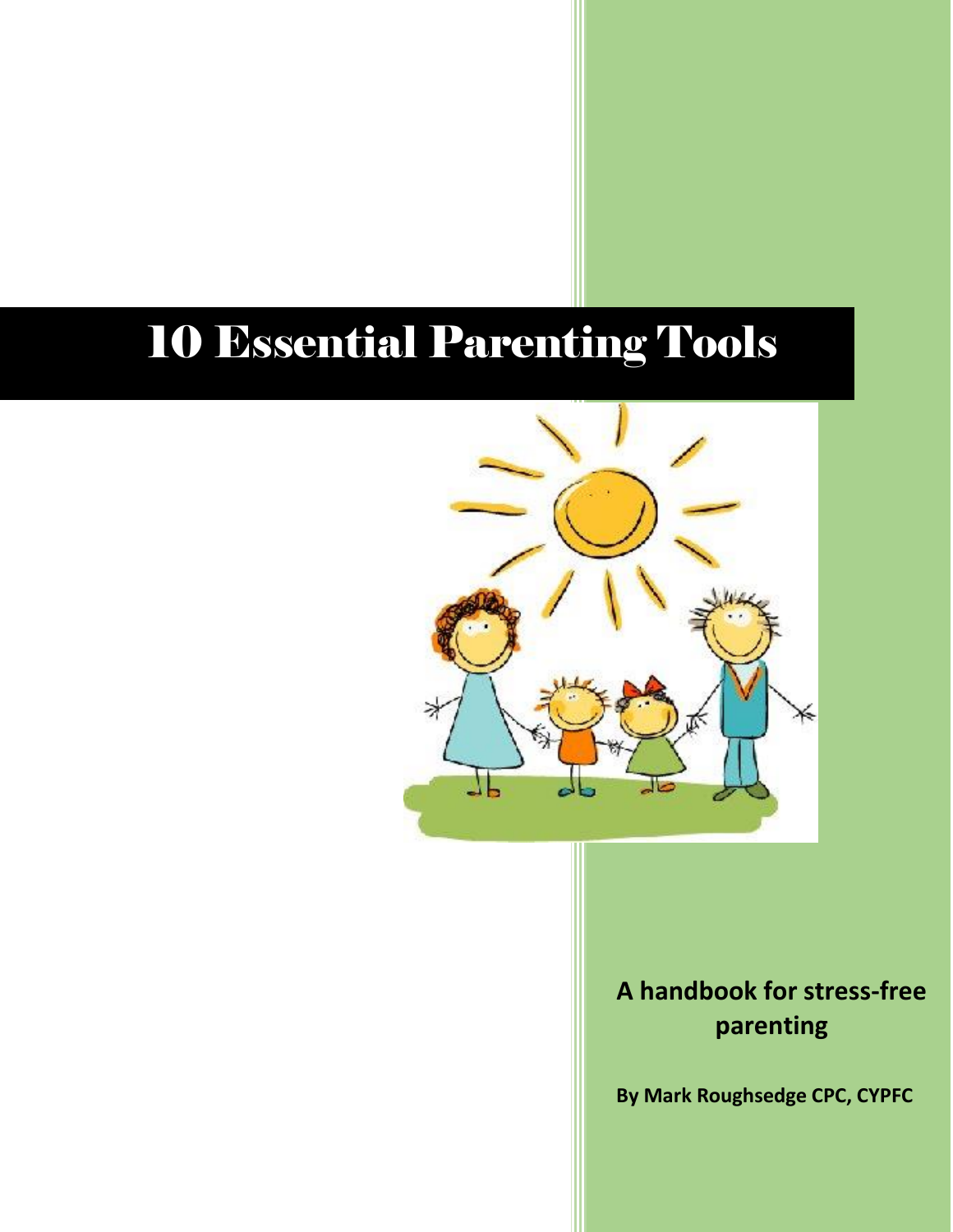# 10 Essential Parenting Tools

**A handbook for stress-free parenting**

**By Mark Roughsedge CPC, CYPFC**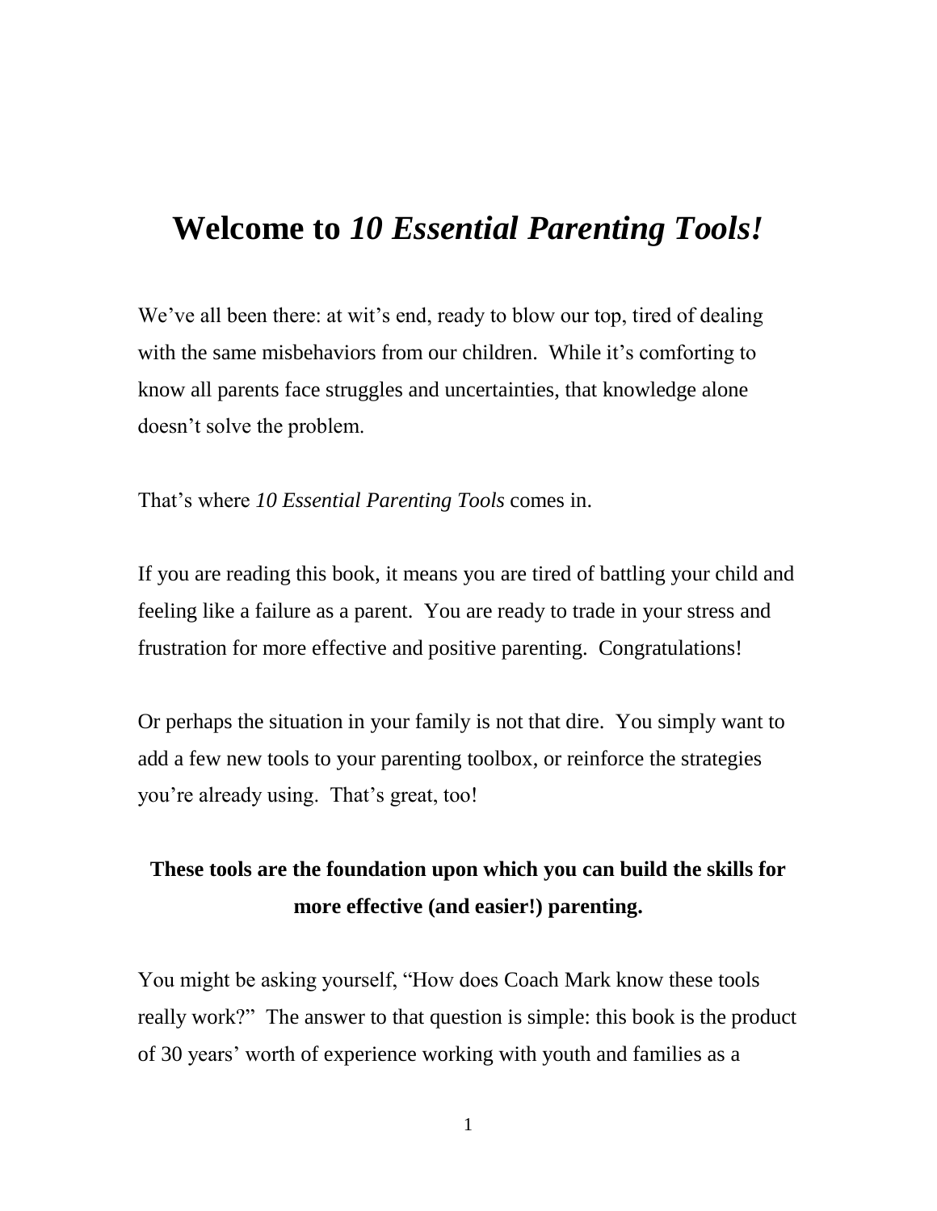# Welcome to *10 Essential Parenting Tools!*

We've all been there: at wit's end, ready to blow our top, tired of dealing with the same misbehaviors from our children. While it's comforting to know all parents face struggles and uncertainties, that knowledge alone doesn't solve the problem.

That's where *10 Essential Parenting Tools* comes in.

If you are reading this book, it means you are tired of battling your child and feeling like a failure as a parent. You are ready to trade in your stress and frustration for more effective and positive parenting. Congratulations!

Or perhaps the situation in your family is not that dire. You simply want to add a few new tools to your parenting toolbox, or reinforce the strategies you're already using. That's great, too!

**These tools are the foundation upon which you can build the skills for more effective (and easier!) parenting.**

You might be asking yourself, "How does Coach Mark know these tools really work?" The answer to that question is simple: this book is the product of 30 years' worth of experience working with youth and families as a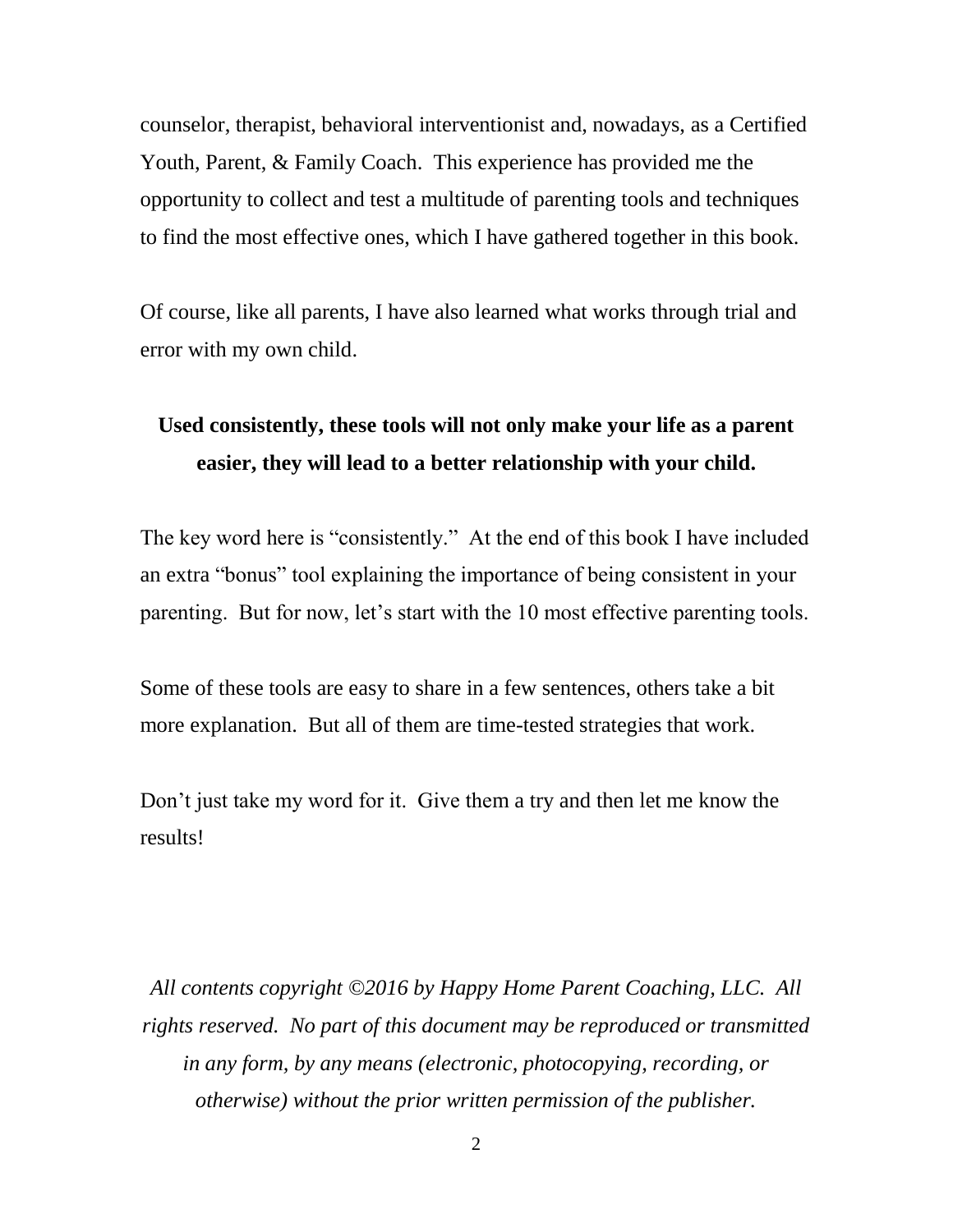counselor, therapist, behavioral interventionist and, nowadays, as a Certified Youth, Parent, & Family Coach. This experience has provided me the opportunity to collect and test a multitude of parenting tools and techniques to find the most effective ones, which I have gathered together in this book.

Of course, like all parents, I have also learned what works through trial and error with my own child.

**Used consistently, these tools will not only make your life as a parent easier, they will lead to a better relationship with your child.**

The key word here is "consistently." At the end of this book I have included an extra "bonus" tool explaining the importance of being consistent in your parenting. But for now, let's start with the 10 most effective parenting tools.

Some of these tools are easy to share in a few sentences, others take a bit more explanation. But all of them are time-tested strategies that work.

Don't just take my word for it. Give them a try and then let me know the results!

*All contents copyright ©2016 by Happy Home Parent Coaching, LLC. All rights reserved. No part of this document may be reproduced or transmitted in any form, by any means (electronic, photocopying, recording, or otherwise) without the prior written permission of the publisher.*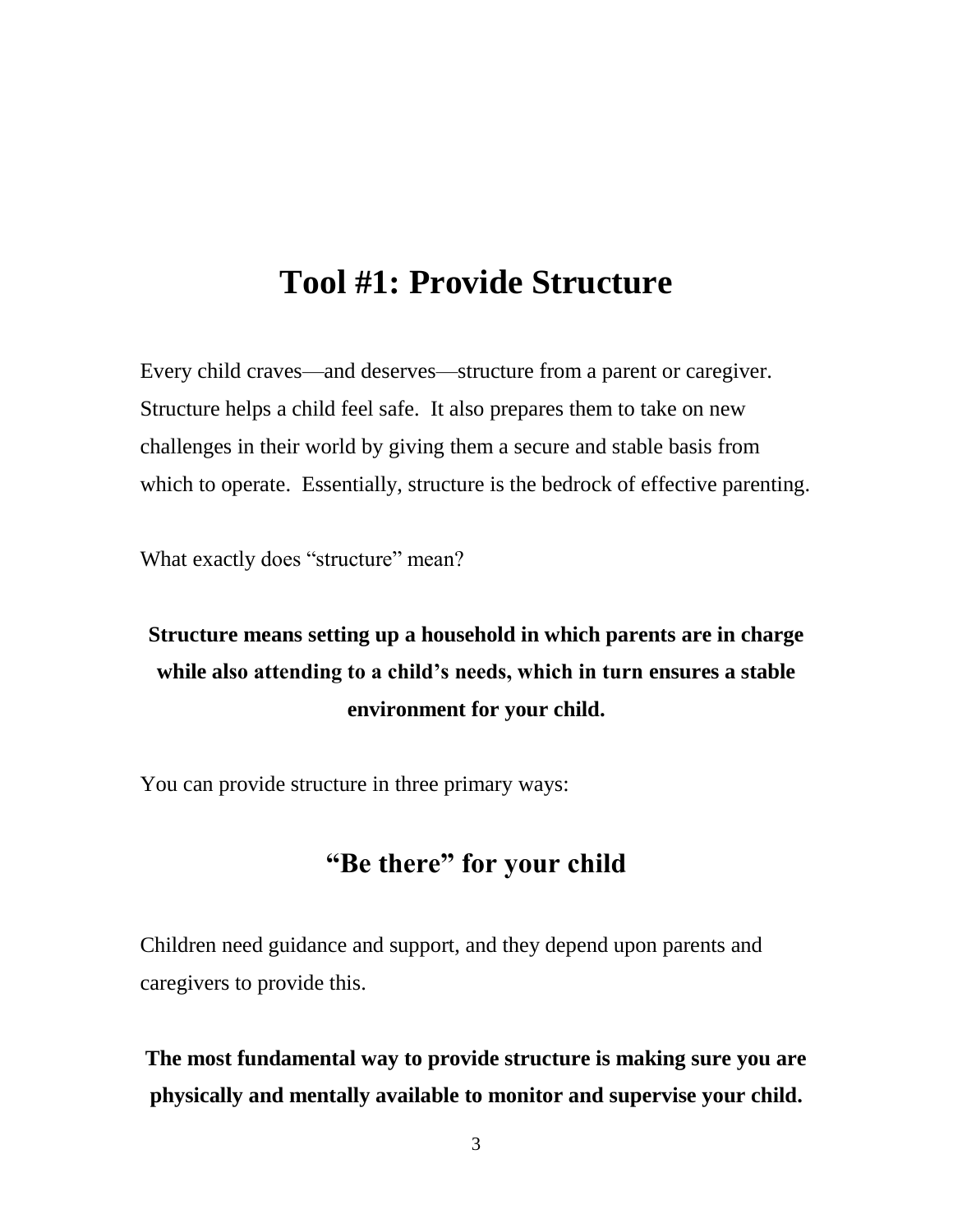# Tool #1: Provide Structure

Every child craves—and deserves—structure from a parent or caregiver. Structure helps a child feel safe. It also prepares them to take on new challenges in their world by giving them a secure and stable basis from which to operate. Essentially, structure is the bedrock of effective parenting.

What exactly does "structure" mean?

**Structure means setting up a household in which parents are in charge while also attending to a child's needs, which in turn ensures a stable environment for your child.**

You can provide structure in three primary ways:

## "Be there" for your child

Children need guidance and support, and they depend upon parents and caregivers to provide this.

**The most fundamental way to provide structure is making sure you are physically and mentally available to monitor and supervise your child.**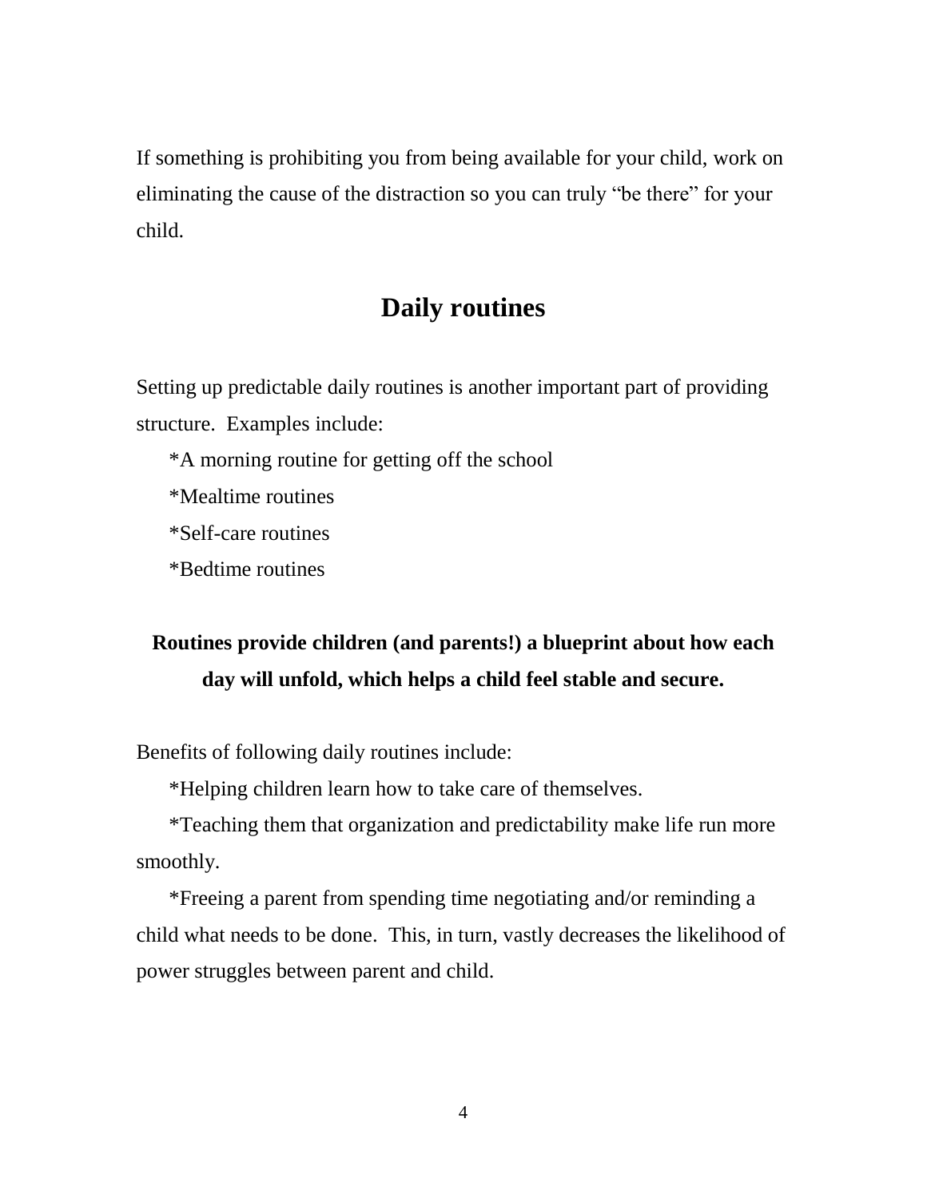If something is prohibiting you from being available for your child, work on eliminating the cause of the distraction so you can truly "be there" for your child.

## Daily routines

Setting up predictable daily routines is another important part of providing structure. Examples include:

*A morning routine for getting off the school

*Mealtime routines

*Self-care routines

*Bedtime routines

**Routines provide children (and parents!) a blueprint about how each day will unfold, which helps a child feel stable and secure.**

Benefits of following daily routines include:

*Helping children learn how to take care of themselves.

*Teaching them that organization and predictability make life run more smoothly.

*Freeing a parent from spending time negotiating and/or reminding a child what needs to be done. This, in turn, vastly decreases the likelihood of power struggles between parent and child.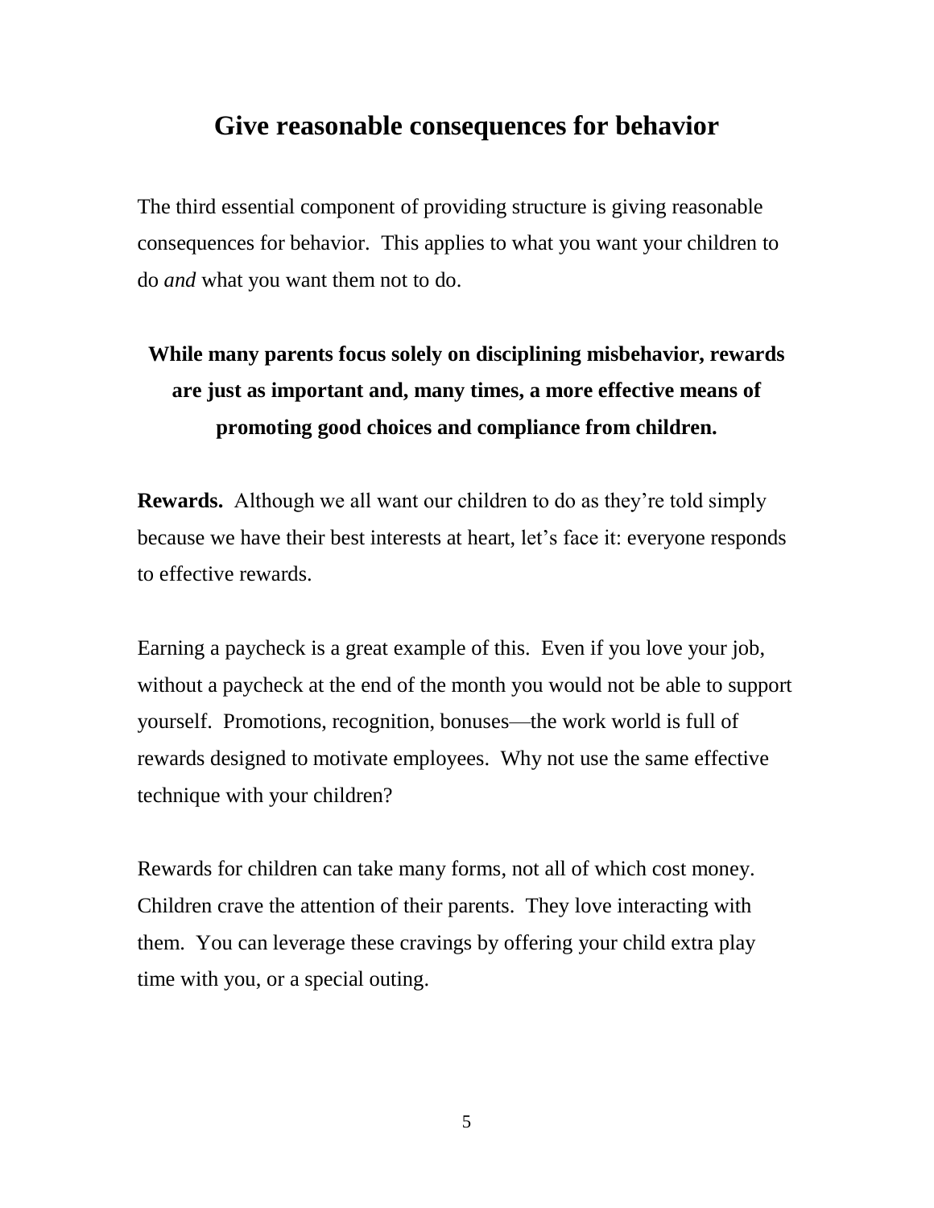## Give reasonable consequences for behavior

The third essential component of providing structure is giving reasonable consequences for behavior. This applies to what you want your children to do *and* what you want them not to do.

**While many parents focus solely on disciplining misbehavior, rewards are just as important and, many times, a more effective means of promoting good choices and compliance from children.**

**Rewards.** Although we all want our children to do as they're told simply because we have their best interests at heart, let's face it: everyone responds to effective rewards.

Earning a paycheck is a great example of this. Even if you love your job, without a paycheck at the end of the month you would not be able to support yourself. Promotions, recognition, bonuses—the work world is full of rewards designed to motivate employees. Why not use the same effective technique with your children?

Rewards for children can take many forms, not all of which cost money. Children crave the attention of their parents. They love interacting with them. You can leverage these cravings by offering your child extra play time with you, or a special outing.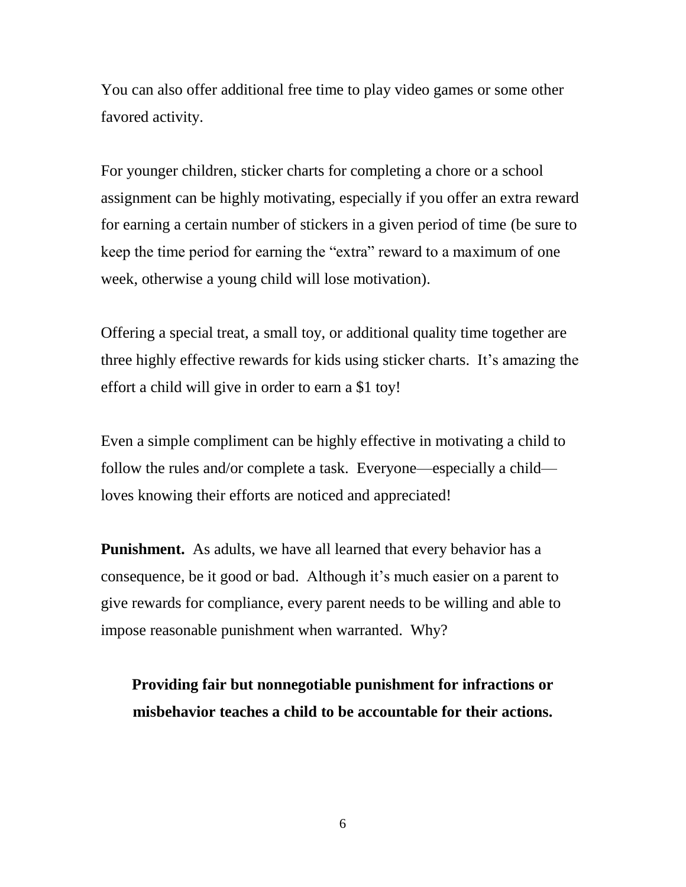You can also offer additional free time to play video games or some other favored activity.

For younger children, sticker charts for completing a chore or a school assignment can be highly motivating, especially if you offer an extra reward for earning a certain number of stickers in a given period of time (be sure to keep the time period for earning the "extra" reward to a maximum of one week, otherwise a young child will lose motivation).

Offering a special treat, a small toy, or additional quality time together are three highly effective rewards for kids using sticker charts. It's amazing the effort a child will give in order to earn a $1 toy!

Even a simple compliment can be highly effective in motivating a child to follow the rules and/or complete a task. Everyone—especially a child—loves knowing their efforts are noticed and appreciated!

**Punishment.** As adults, we have all learned that every behavior has a consequence, be it good or bad. Although it's much easier on a parent to give rewards for compliance, every parent needs to be willing and able to impose reasonable punishment when warranted. Why?

**Providing fair but nonnegotiable punishment for infractions or misbehavior teaches a child to be accountable for their actions.**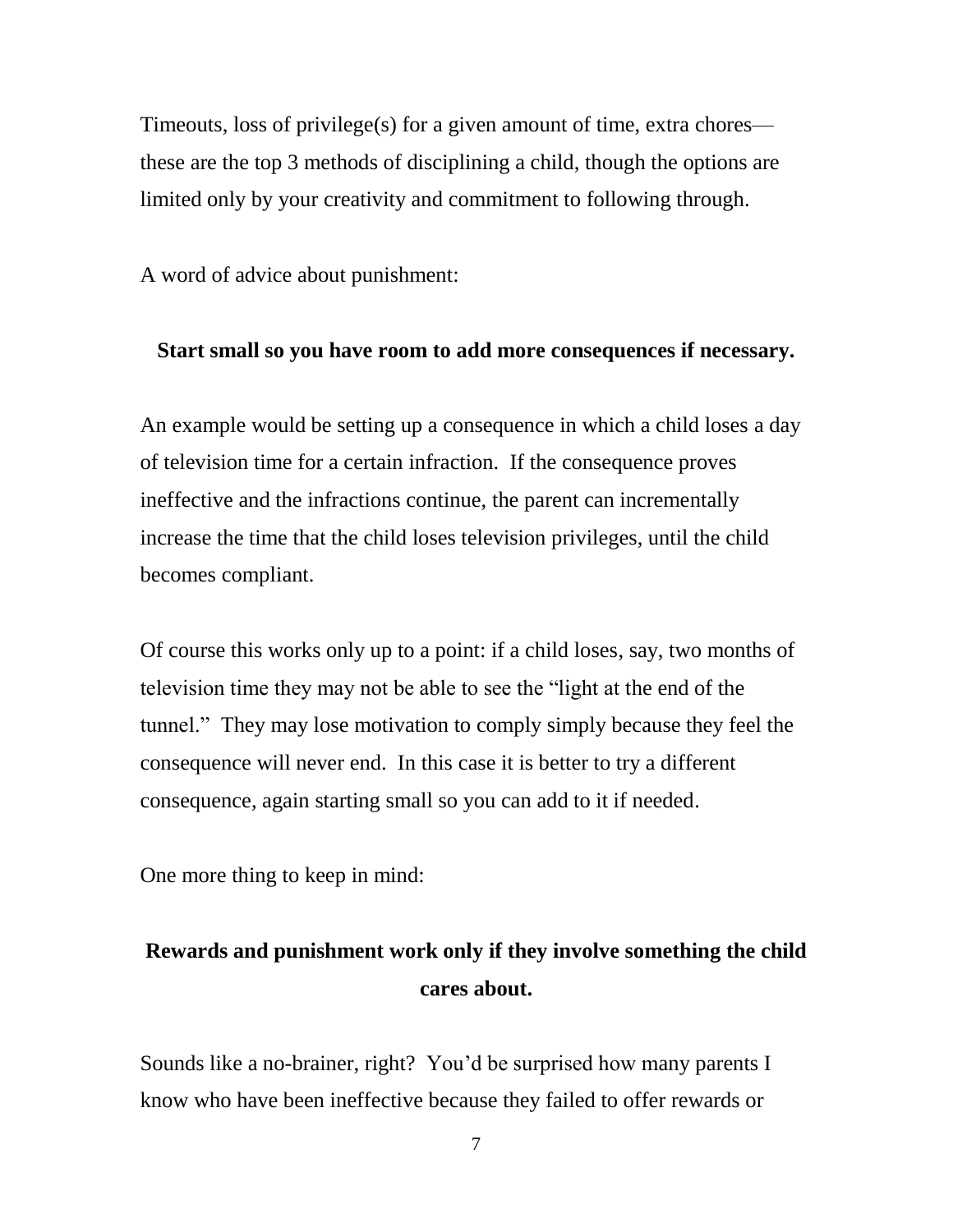Timeouts, loss of privilege(s) for a given amount of time, extra chores—these are the top 3 methods of disciplining a child, though the options are limited only by your creativity and commitment to following through.

A word of advice about punishment:

**Start small so you have room to add more consequences if necessary.**

An example would be setting up a consequence in which a child loses a day of television time for a certain infraction. If the consequence proves ineffective and the infractions continue, the parent can incrementally increase the time that the child loses television privileges, until the child becomes compliant.

Of course this works only up to a point: if a child loses, say, two months of television time they may not be able to see the "light at the end of the tunnel." They may lose motivation to comply simply because they feel the consequence will never end. In this case it is better to try a different consequence, again starting small so you can add to it if needed.

One more thing to keep in mind:

**Rewards and punishment work only if they involve something the child cares about.**

Sounds like a no-brainer, right? You'd be surprised how many parents I know who have been ineffective because they failed to offer rewards or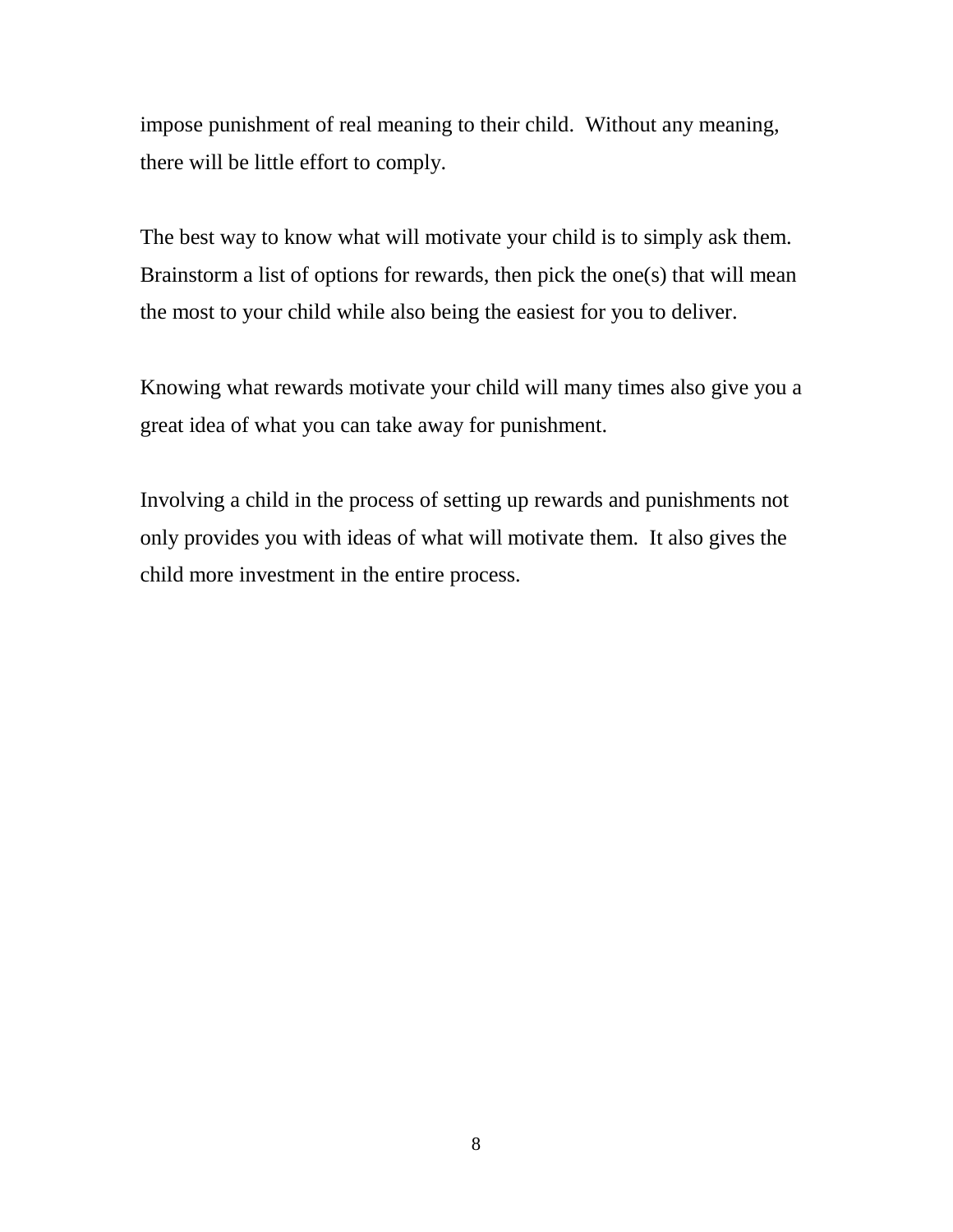impose punishment of real meaning to their child. Without any meaning, there will be little effort to comply.

The best way to know what will motivate your child is to simply ask them. Brainstorm a list of options for rewards, then pick the one(s) that will mean the most to your child while also being the easiest for you to deliver.

Knowing what rewards motivate your child will many times also give you a great idea of what you can take away for punishment.

Involving a child in the process of setting up rewards and punishments not only provides you with ideas of what will motivate them. It also gives the child more investment in the entire process.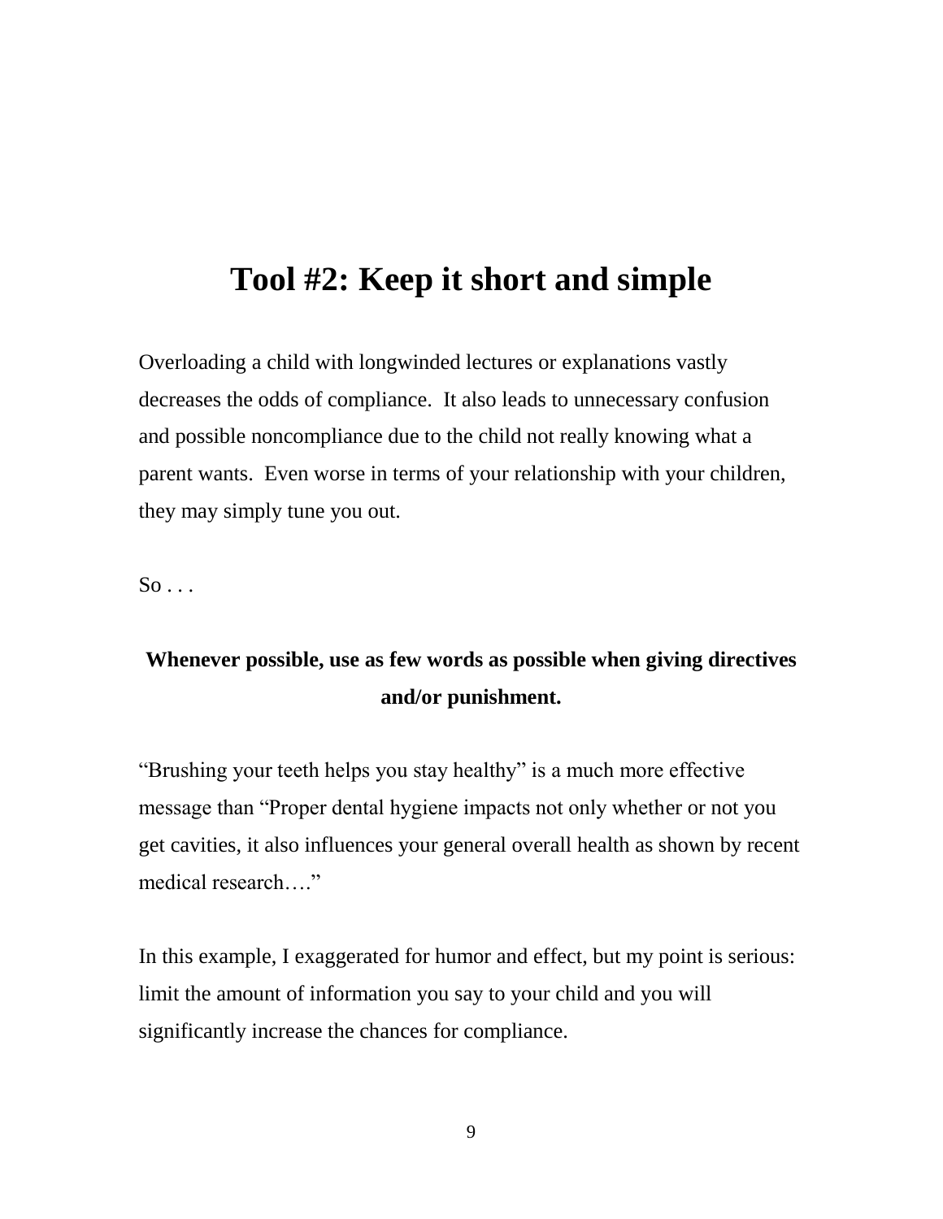# Tool #2: Keep it short and simple

Overloading a child with longwinded lectures or explanations vastly decreases the odds of compliance. It also leads to unnecessary confusion and possible noncompliance due to the child not really knowing what a parent wants. Even worse in terms of your relationship with your children, they may simply tune you out.

So . . .

**Whenever possible, use as few words as possible when giving directives and/or punishment.**

"Brushing your teeth helps you stay healthy" is a much more effective message than "Proper dental hygiene impacts not only whether or not you get cavities, it also influences your general overall health as shown by recent medical research…."

In this example, I exaggerated for humor and effect, but my point is serious: limit the amount of information you say to your child and you will significantly increase the chances for compliance.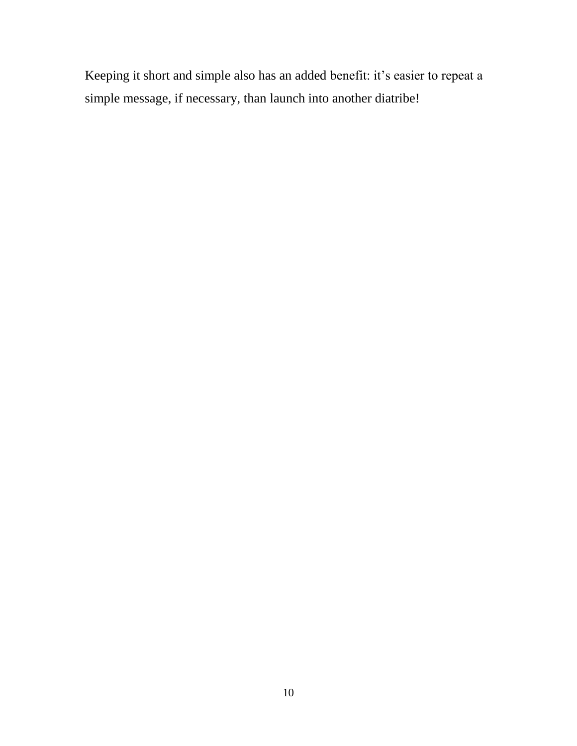Keeping it short and simple also has an added benefit: it's easier to repeat a simple message, if necessary, than launch into another diatribe!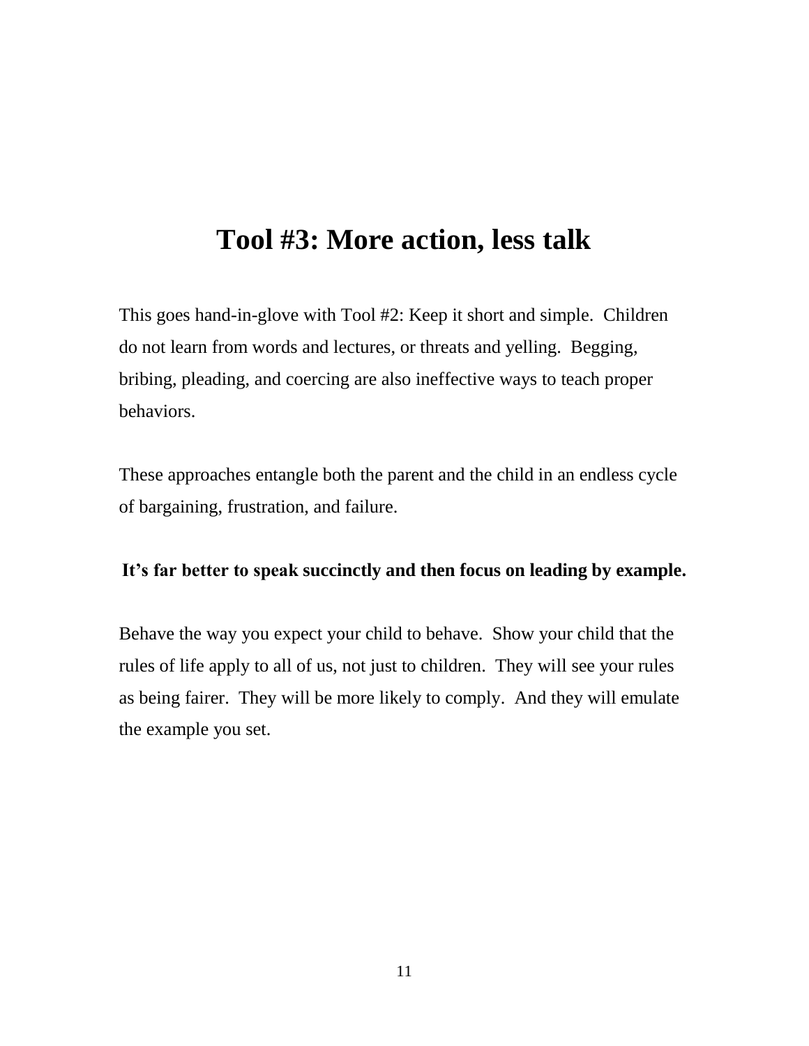# Tool #3: More action, less talk

This goes hand-in-glove with Tool #2: Keep it short and simple. Children do not learn from words and lectures, or threats and yelling. Begging, bribing, pleading, and coercing are also ineffective ways to teach proper behaviors.

These approaches entangle both the parent and the child in an endless cycle of bargaining, frustration, and failure.

**It's far better to speak succinctly and then focus on leading by example.**

Behave the way you expect your child to behave. Show your child that the rules of life apply to all of us, not just to children. They will see your rules as being fairer. They will be more likely to comply. And they will emulate the example you set.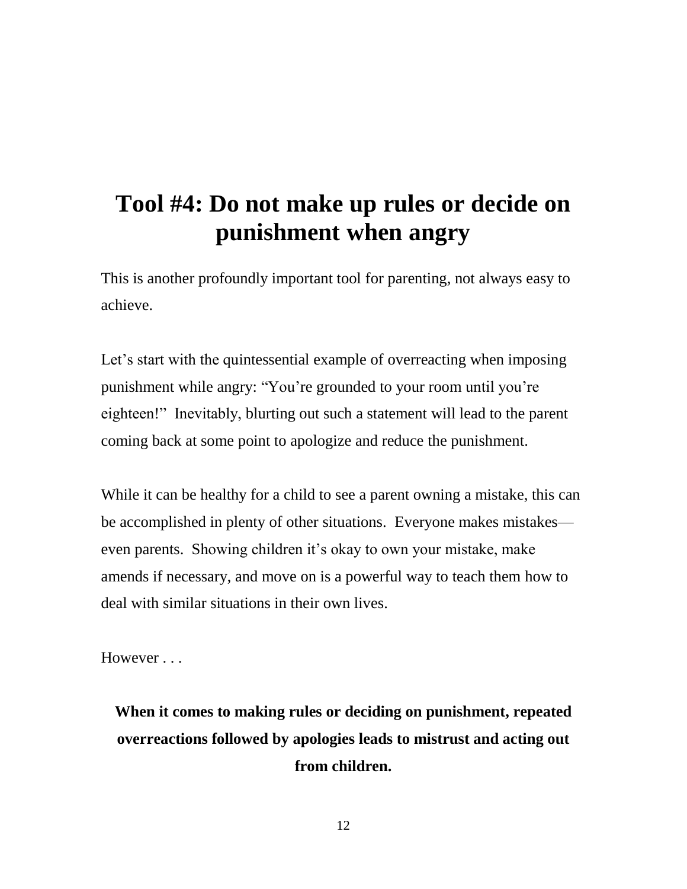# Tool #4: Do not make up rules or decide on punishment when angry

This is another profoundly important tool for parenting, not always easy to achieve.

Let's start with the quintessential example of overreacting when imposing punishment while angry: "You're grounded to your room until you're eighteen!" Inevitably, blurting out such a statement will lead to the parent coming back at some point to apologize and reduce the punishment.

While it can be healthy for a child to see a parent owning a mistake, this can be accomplished in plenty of other situations. Everyone makes mistakes—even parents. Showing children it's okay to own your mistake, make amends if necessary, and move on is a powerful way to teach them how to deal with similar situations in their own lives.

However . . .

**When it comes to making rules or deciding on punishment, repeated overreactions followed by apologies leads to mistrust and acting out from children.**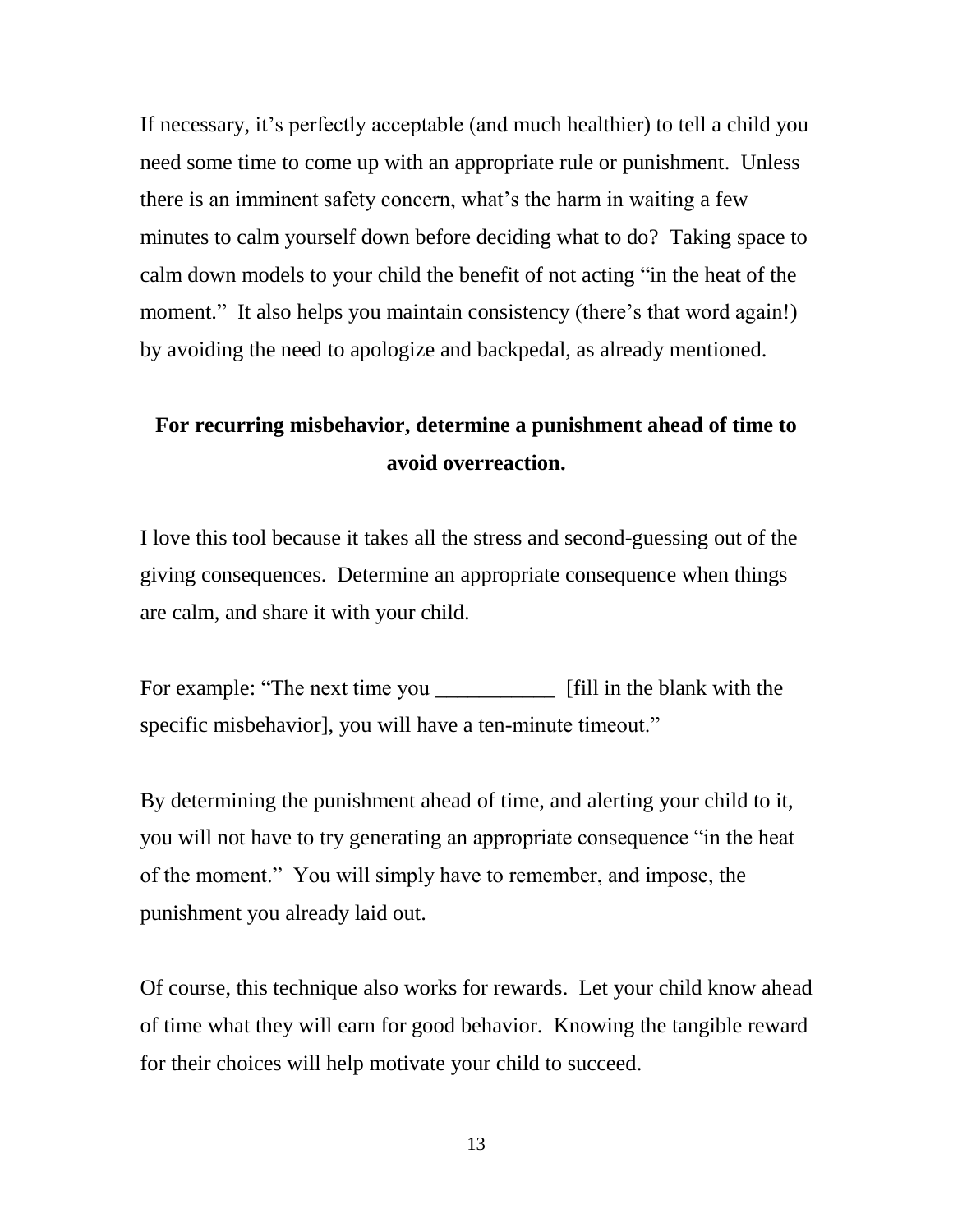If necessary, it's perfectly acceptable (and much healthier) to tell a child you need some time to come up with an appropriate rule or punishment. Unless there is an imminent safety concern, what's the harm in waiting a few minutes to calm yourself down before deciding what to do? Taking space to calm down models to your child the benefit of not acting "in the heat of the moment." It also helps you maintain consistency (there's that word again!) by avoiding the need to apologize and backpedal, as already mentioned.

**For recurring misbehavior, determine a punishment ahead of time to avoid overreaction.**

I love this tool because it takes all the stress and second-guessing out of the giving consequences. Determine an appropriate consequence when things are calm, and share it with your child.

For example: "The next time you ___________ [fill in the blank with the specific misbehavior], you will have a ten-minute timeout."

By determining the punishment ahead of time, and alerting your child to it, you will not have to try generating an appropriate consequence "in the heat of the moment." You will simply have to remember, and impose, the punishment you already laid out.

Of course, this technique also works for rewards. Let your child know ahead of time what they will earn for good behavior. Knowing the tangible reward for their choices will help motivate your child to succeed.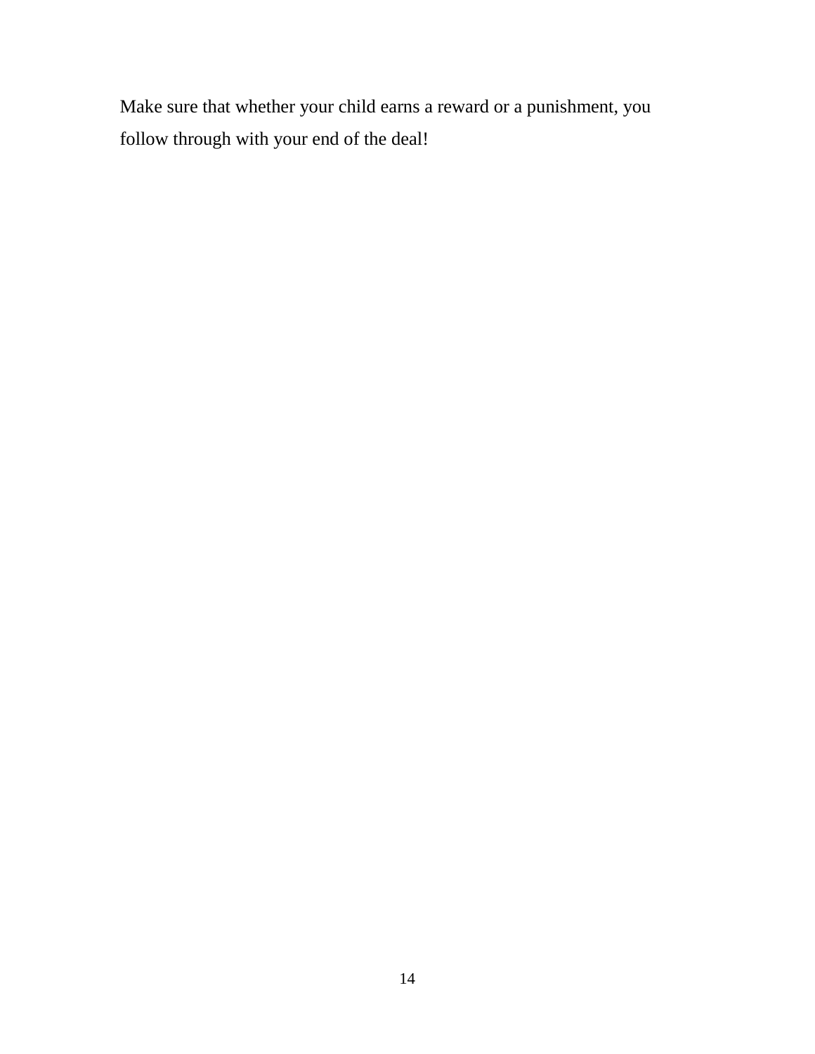Make sure that whether your child earns a reward or a punishment, you follow through with your end of the deal!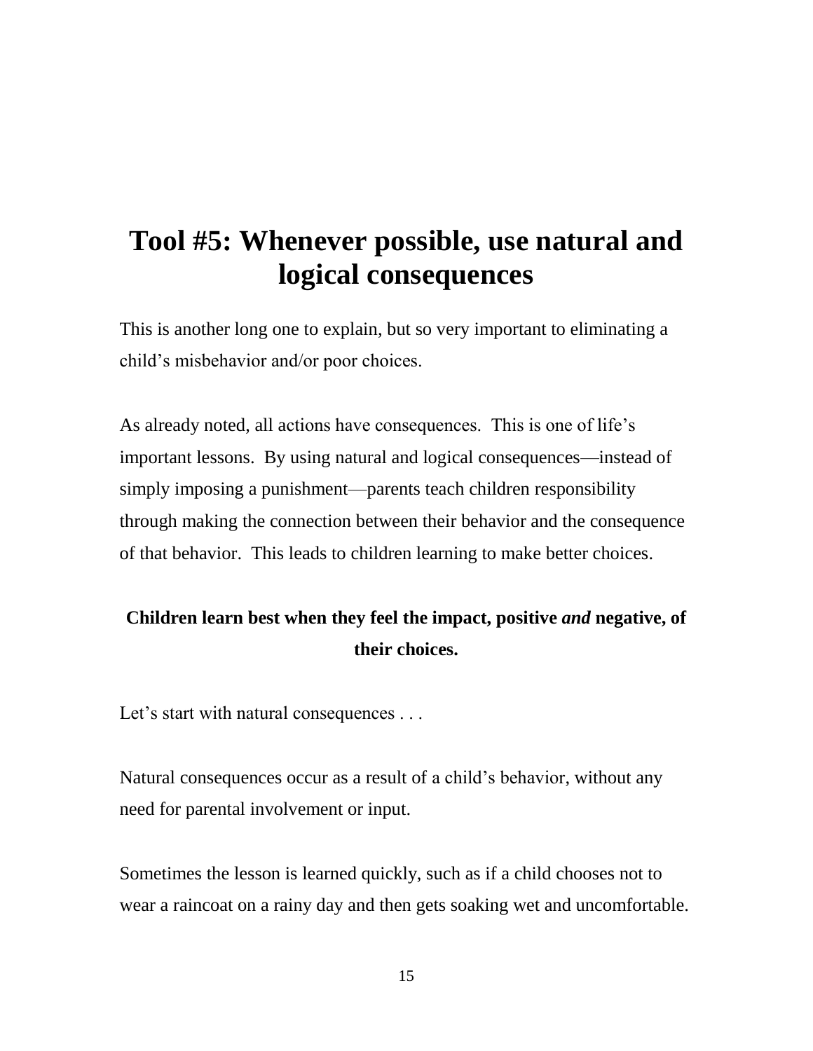# Tool #5: Whenever possible, use natural and logical consequences

This is another long one to explain, but so very important to eliminating a child's misbehavior and/or poor choices.

As already noted, all actions have consequences. This is one of life's important lessons. By using natural and logical consequences—instead of simply imposing a punishment—parents teach children responsibility through making the connection between their behavior and the consequence of that behavior. This leads to children learning to make better choices.

**Children learn best when they feel the impact, positive *and* negative, of their choices.**

Let's start with natural consequences . . .

Natural consequences occur as a result of a child's behavior, without any need for parental involvement or input.

Sometimes the lesson is learned quickly, such as if a child chooses not to wear a raincoat on a rainy day and then gets soaking wet and uncomfortable.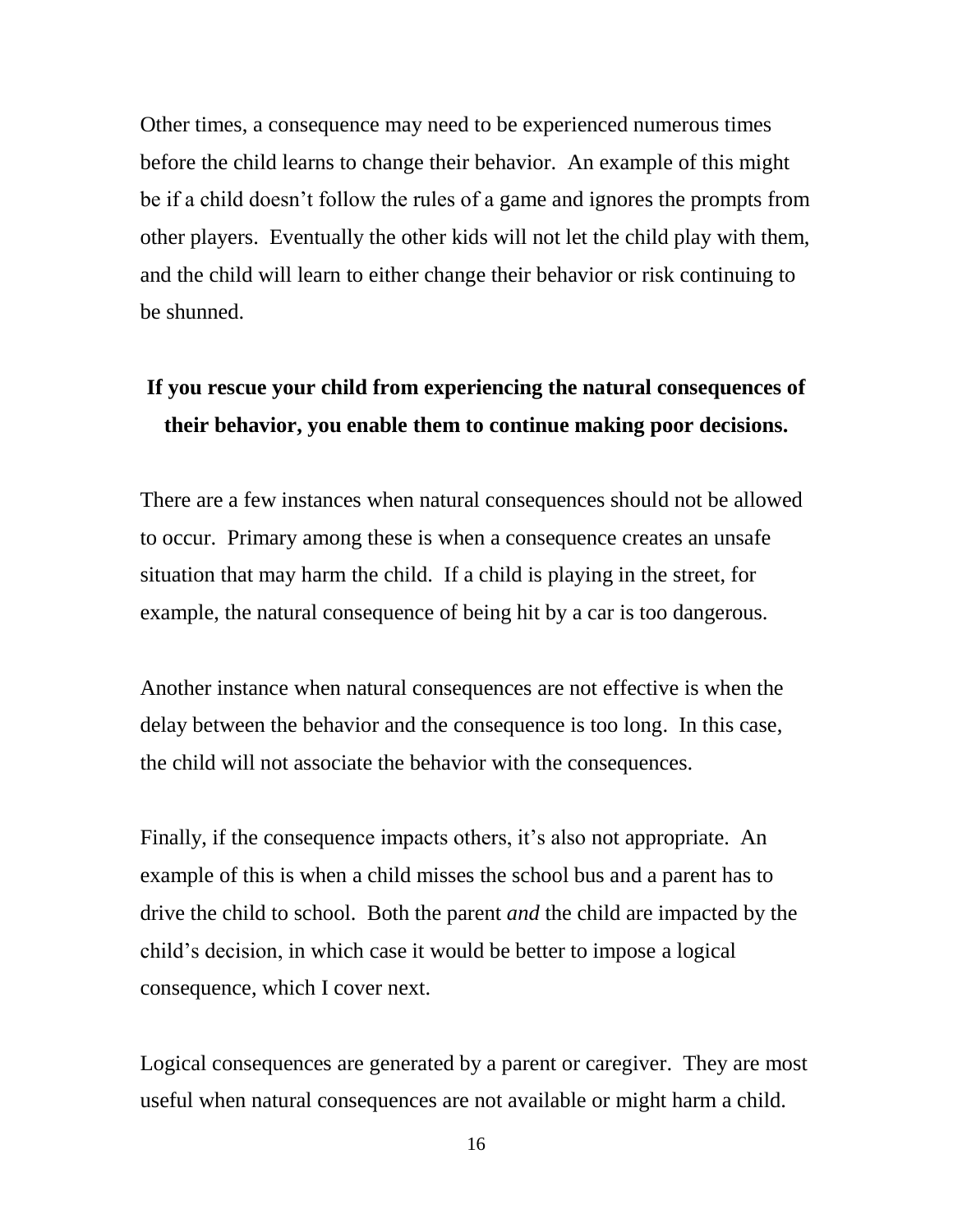Other times, a consequence may need to be experienced numerous times before the child learns to change their behavior. An example of this might be if a child doesn't follow the rules of a game and ignores the prompts from other players. Eventually the other kids will not let the child play with them, and the child will learn to either change their behavior or risk continuing to be shunned.

**If you rescue your child from experiencing the natural consequences of their behavior, you enable them to continue making poor decisions.**

There are a few instances when natural consequences should not be allowed to occur. Primary among these is when a consequence creates an unsafe situation that may harm the child. If a child is playing in the street, for example, the natural consequence of being hit by a car is too dangerous.

Another instance when natural consequences are not effective is when the delay between the behavior and the consequence is too long. In this case, the child will not associate the behavior with the consequences.

Finally, if the consequence impacts others, it's also not appropriate. An example of this is when a child misses the school bus and a parent has to drive the child to school. Both the parent *and* the child are impacted by the child's decision, in which case it would be better to impose a logical consequence, which I cover next.

Logical consequences are generated by a parent or caregiver. They are most useful when natural consequences are not available or might harm a child.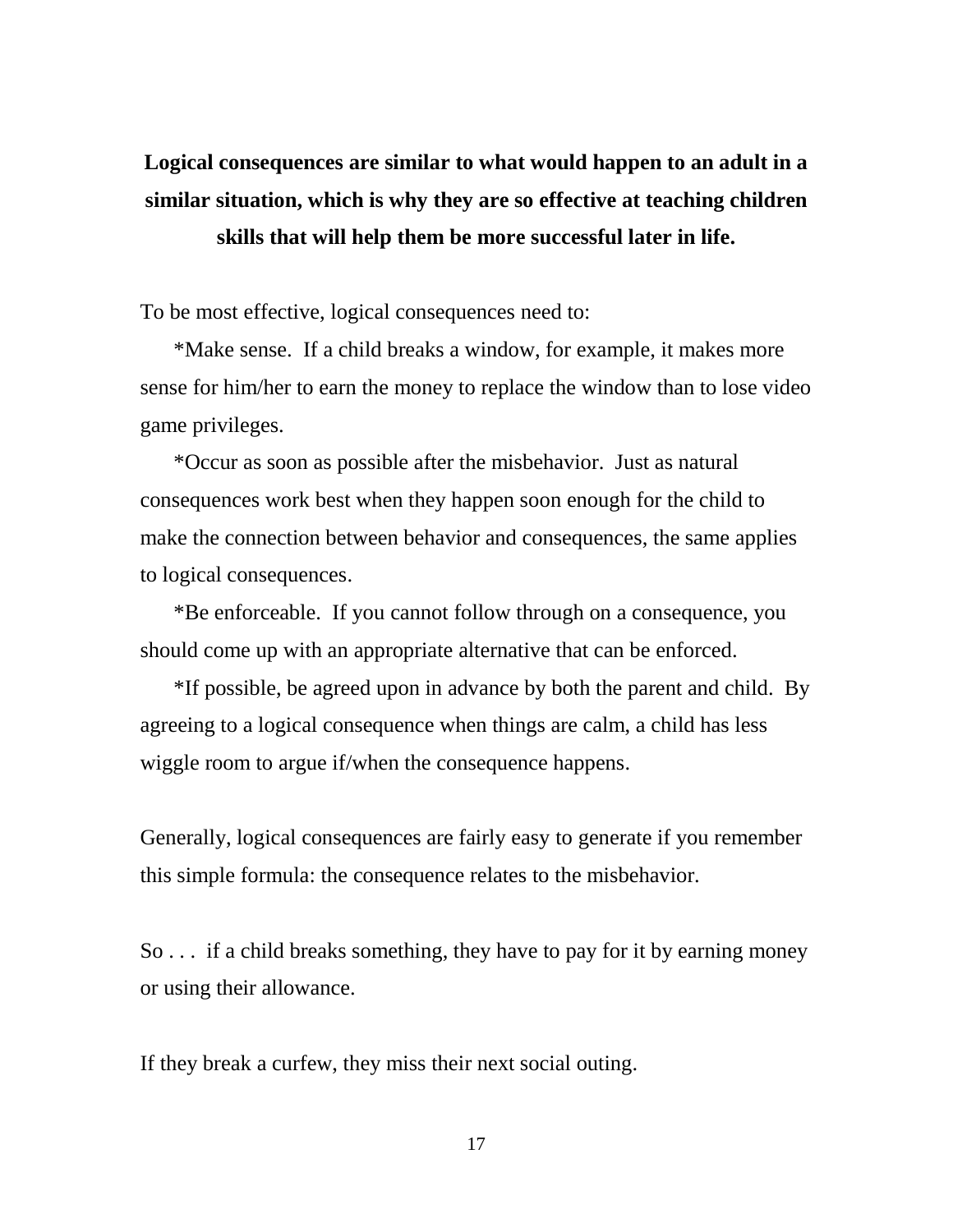**Logical consequences are similar to what would happen to an adult in a similar situation, which is why they are so effective at teaching children skills that will help them be more successful later in life.**

To be most effective, logical consequences need to:

*Make sense. If a child breaks a window, for example, it makes more sense for him/her to earn the money to replace the window than to lose video game privileges.

*Occur as soon as possible after the misbehavior. Just as natural consequences work best when they happen soon enough for the child to make the connection between behavior and consequences, the same applies to logical consequences.

*Be enforceable. If you cannot follow through on a consequence, you should come up with an appropriate alternative that can be enforced.

*If possible, be agreed upon in advance by both the parent and child. By agreeing to a logical consequence when things are calm, a child has less wiggle room to argue if/when the consequence happens.

Generally, logical consequences are fairly easy to generate if you remember this simple formula: the consequence relates to the misbehavior.

So . . . if a child breaks something, they have to pay for it by earning money or using their allowance.

If they break a curfew, they miss their next social outing.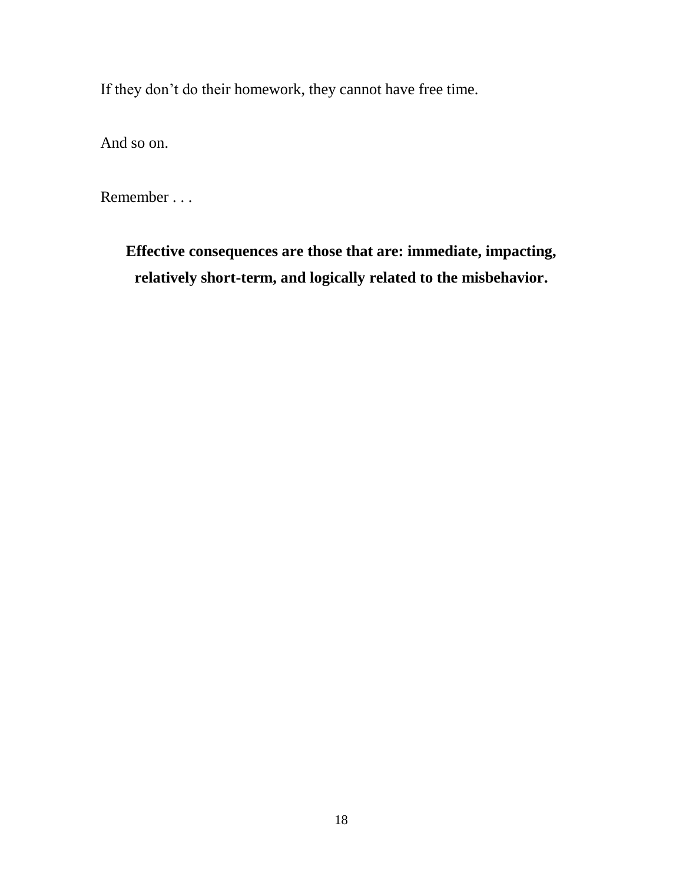If they don’t do their homework, they cannot have free time.

And so on.

Remember . . .

**Effective consequences are those that are: immediate, impacting, relatively short-term, and logically related to the misbehavior.**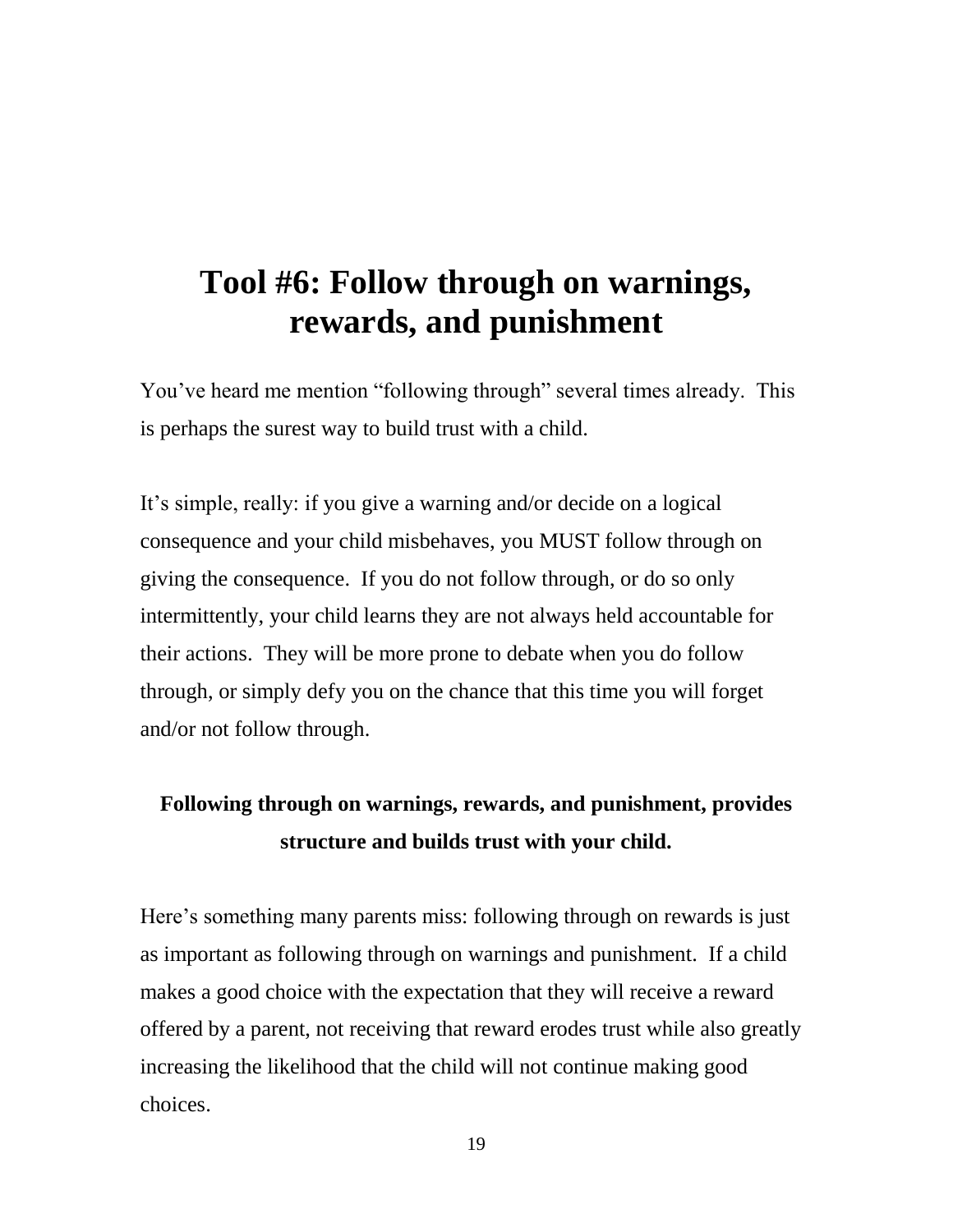# Tool #6: Follow through on warnings, rewards, and punishment

You've heard me mention "following through" several times already. This is perhaps the surest way to build trust with a child.

It's simple, really: if you give a warning and/or decide on a logical consequence and your child misbehaves, you MUST follow through on giving the consequence. If you do not follow through, or do so only intermittently, your child learns they are not always held accountable for their actions. They will be more prone to debate when you do follow through, or simply defy you on the chance that this time you will forget and/or not follow through.

**Following through on warnings, rewards, and punishment, provides structure and builds trust with your child.**

Here's something many parents miss: following through on rewards is just as important as following through on warnings and punishment. If a child makes a good choice with the expectation that they will receive a reward offered by a parent, not receiving that reward erodes trust while also greatly increasing the likelihood that the child will not continue making good choices.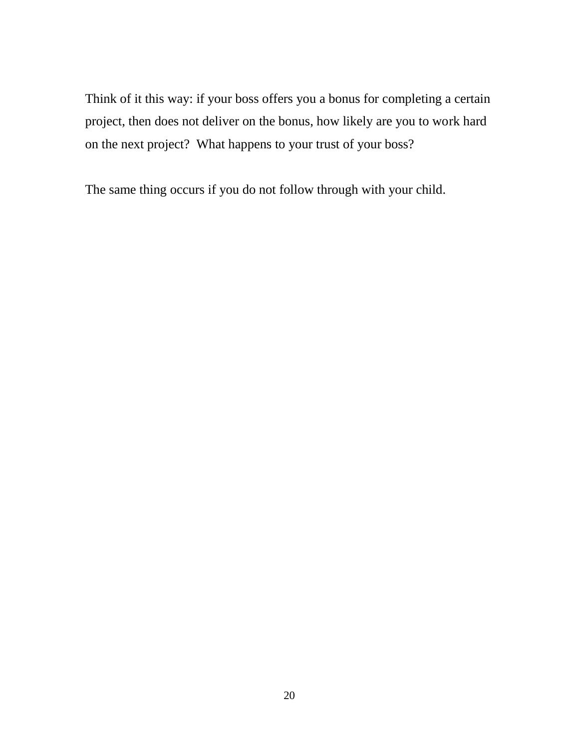Think of it this way: if your boss offers you a bonus for completing a certain project, then does not deliver on the bonus, how likely are you to work hard on the next project? What happens to your trust of your boss?

The same thing occurs if you do not follow through with your child.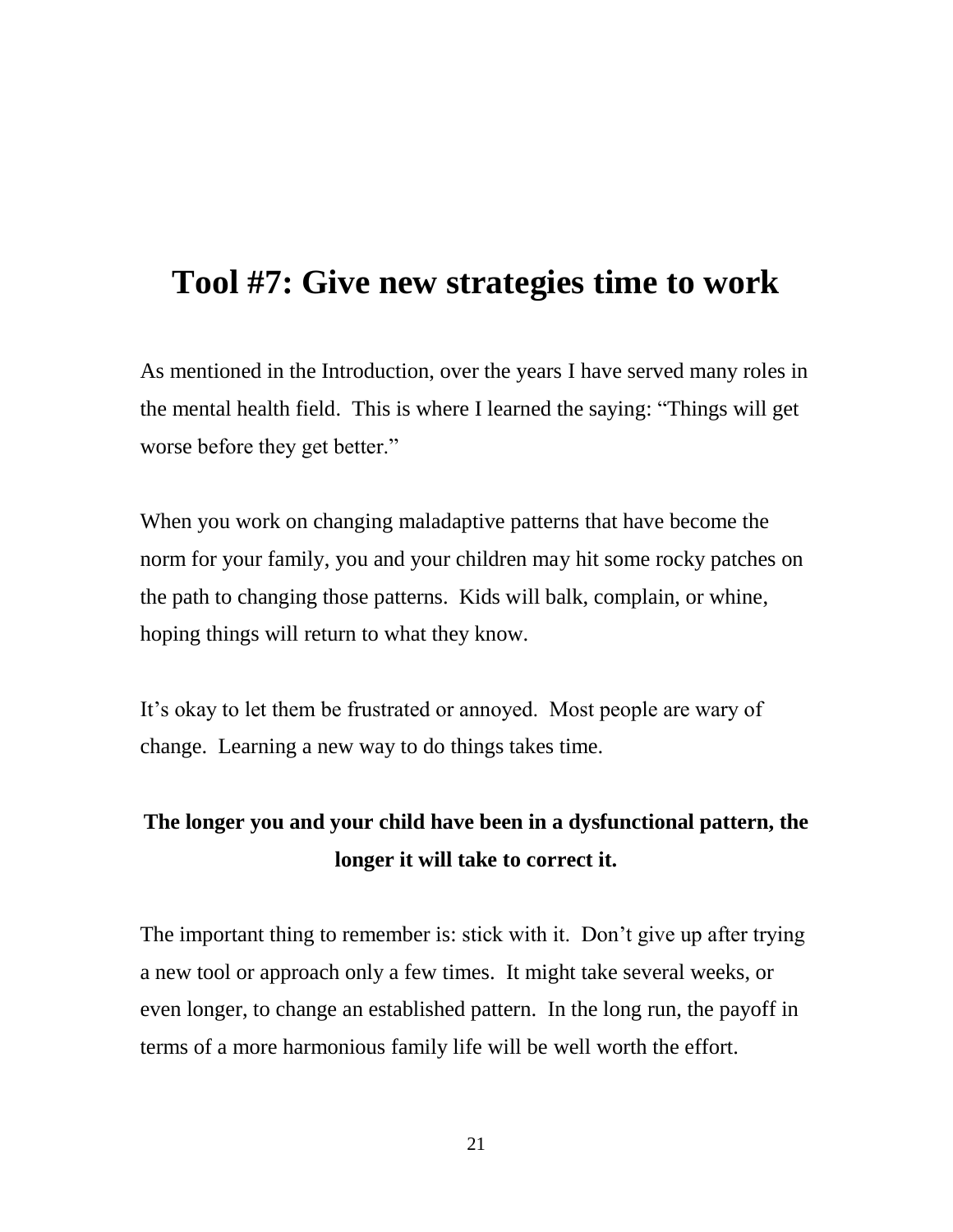# Tool #7: Give new strategies time to work

As mentioned in the Introduction, over the years I have served many roles in the mental health field. This is where I learned the saying: "Things will get worse before they get better."

When you work on changing maladaptive patterns that have become the norm for your family, you and your children may hit some rocky patches on the path to changing those patterns. Kids will balk, complain, or whine, hoping things will return to what they know.

It's okay to let them be frustrated or annoyed. Most people are wary of change. Learning a new way to do things takes time.

**The longer you and your child have been in a dysfunctional pattern, the longer it will take to correct it.**

The important thing to remember is: stick with it. Don't give up after trying a new tool or approach only a few times. It might take several weeks, or even longer, to change an established pattern. In the long run, the payoff in terms of a more harmonious family life will be well worth the effort.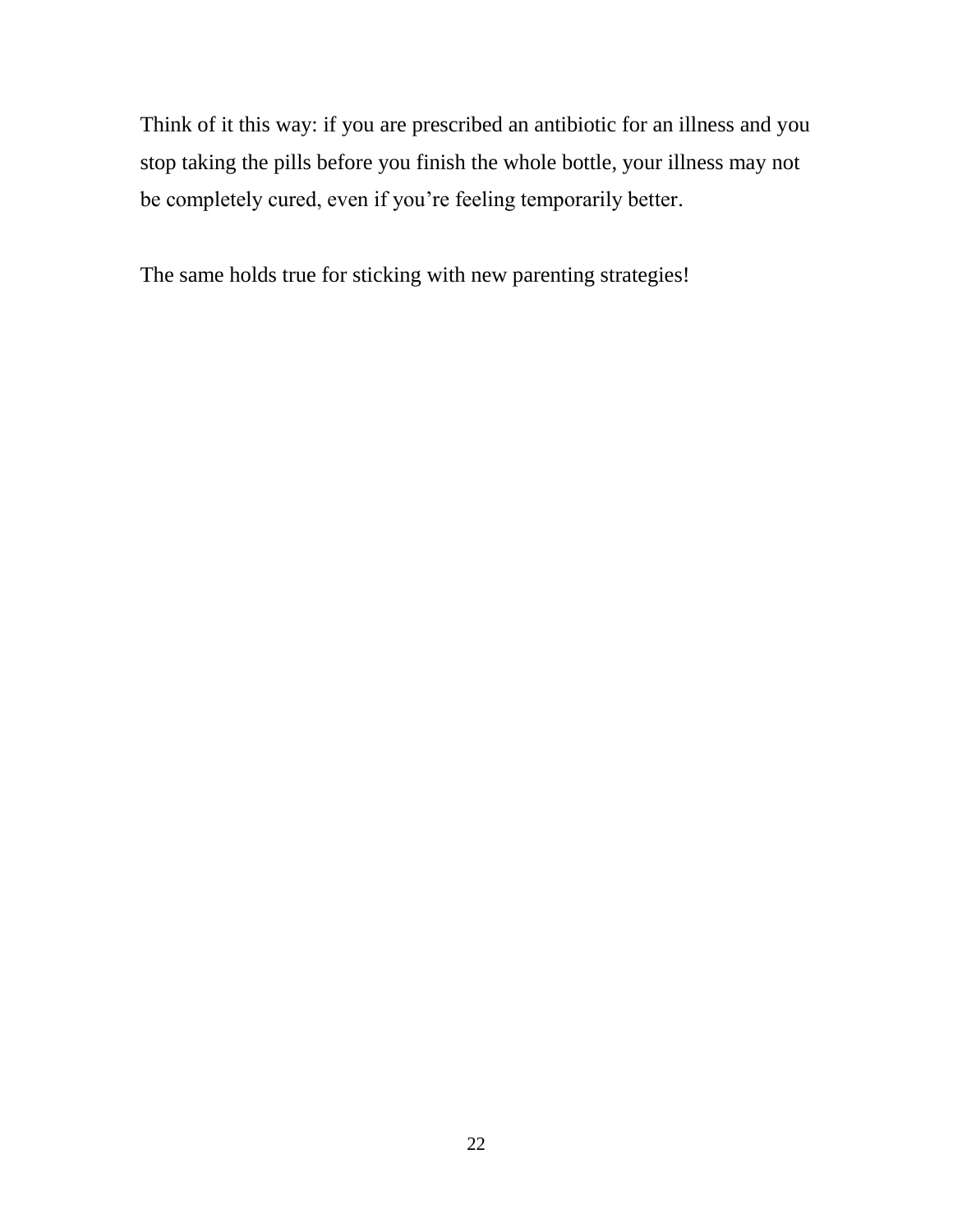Think of it this way: if you are prescribed an antibiotic for an illness and you stop taking the pills before you finish the whole bottle, your illness may not be completely cured, even if you're feeling temporarily better.

The same holds true for sticking with new parenting strategies!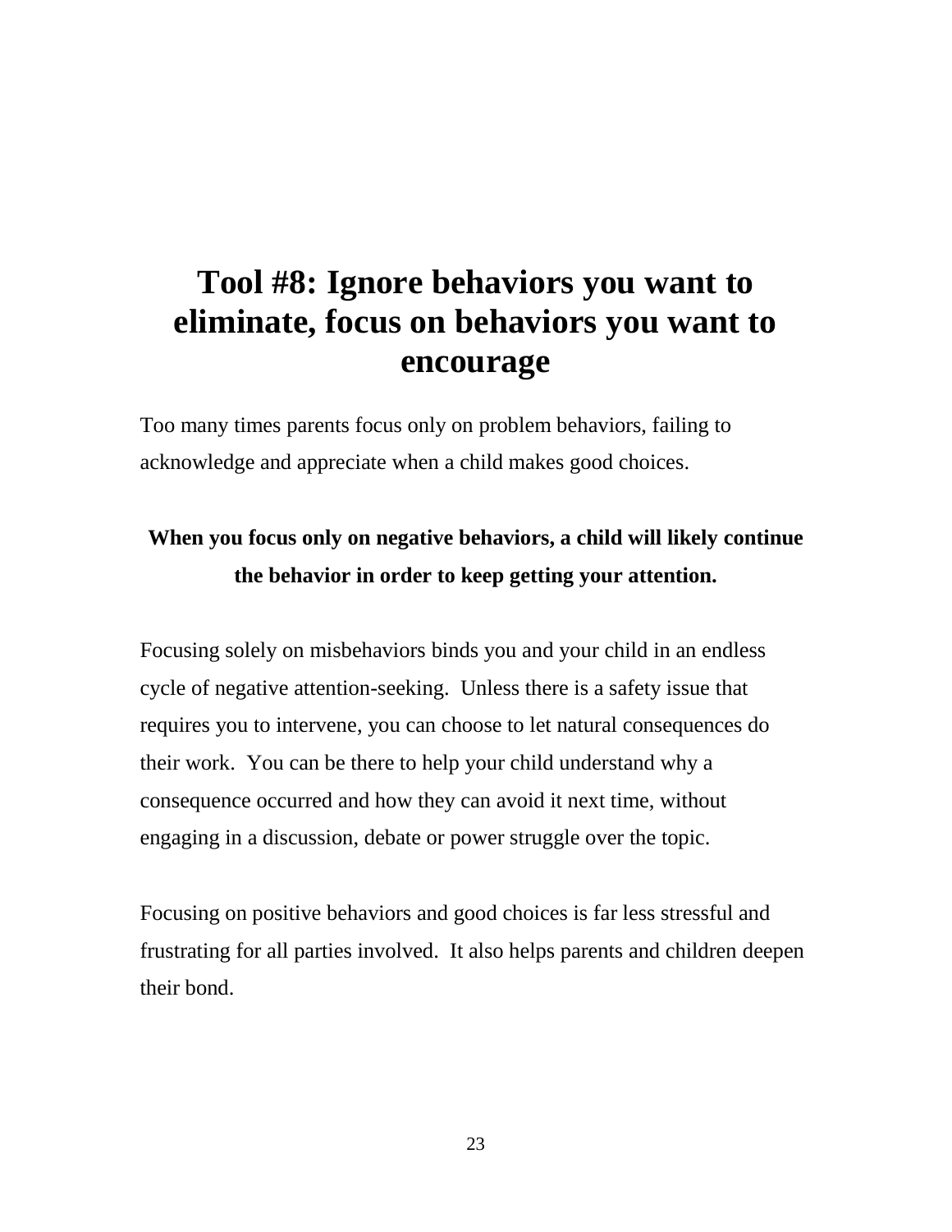# Tool #8: Ignore behaviors you want to eliminate, focus on behaviors you want to encourage

Too many times parents focus only on problem behaviors, failing to acknowledge and appreciate when a child makes good choices.

**When you focus only on negative behaviors, a child will likely continue the behavior in order to keep getting your attention.**

Focusing solely on misbehaviors binds you and your child in an endless cycle of negative attention-seeking. Unless there is a safety issue that requires you to intervene, you can choose to let natural consequences do their work. You can be there to help your child understand why a consequence occurred and how they can avoid it next time, without engaging in a discussion, debate or power struggle over the topic.

Focusing on positive behaviors and good choices is far less stressful and frustrating for all parties involved. It also helps parents and children deepen their bond.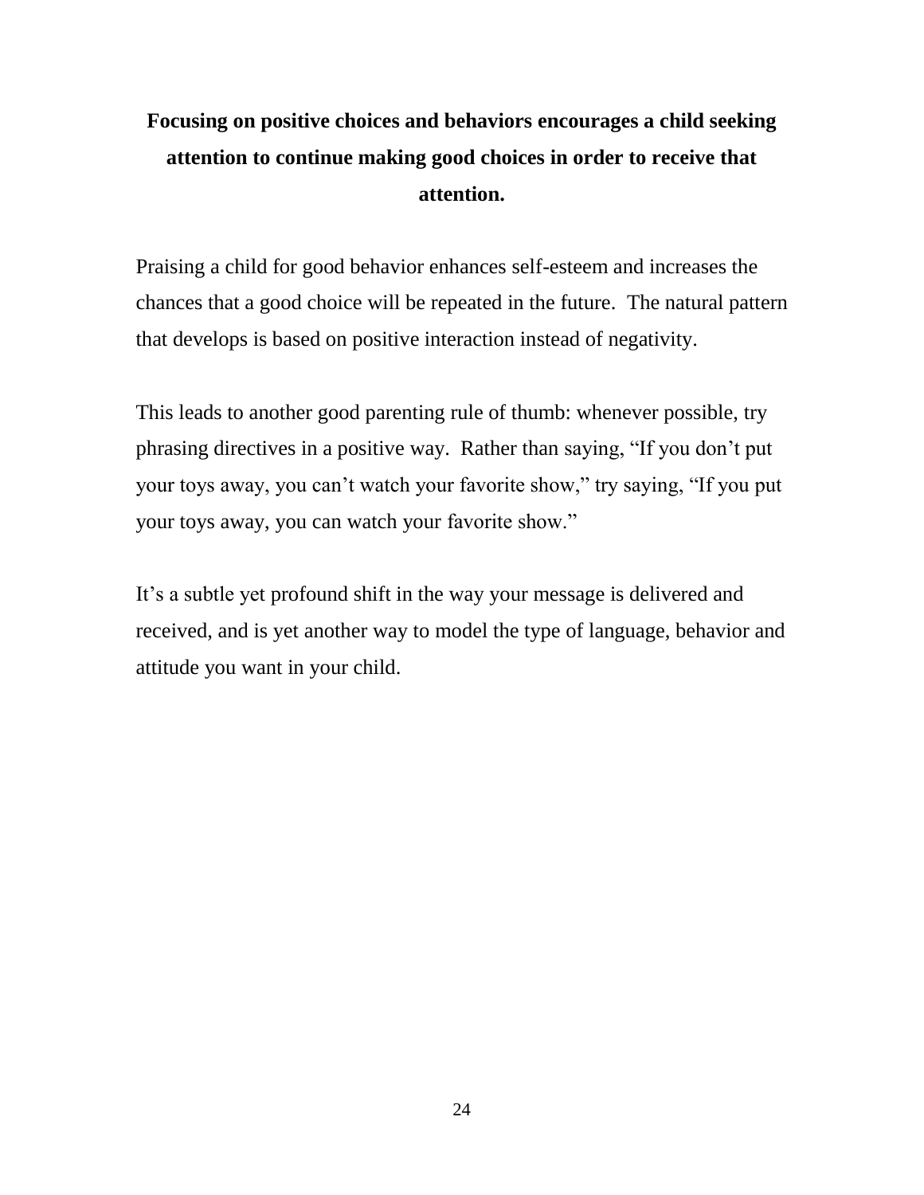**Focusing on positive choices and behaviors encourages a child seeking attention to continue making good choices in order to receive that attention.**

Praising a child for good behavior enhances self-esteem and increases the chances that a good choice will be repeated in the future. The natural pattern that develops is based on positive interaction instead of negativity.

This leads to another good parenting rule of thumb: whenever possible, try phrasing directives in a positive way. Rather than saying, “If you don’t put your toys away, you can’t watch your favorite show,” try saying, “If you put your toys away, you can watch your favorite show.”

It’s a subtle yet profound shift in the way your message is delivered and received, and is yet another way to model the type of language, behavior and attitude you want in your child.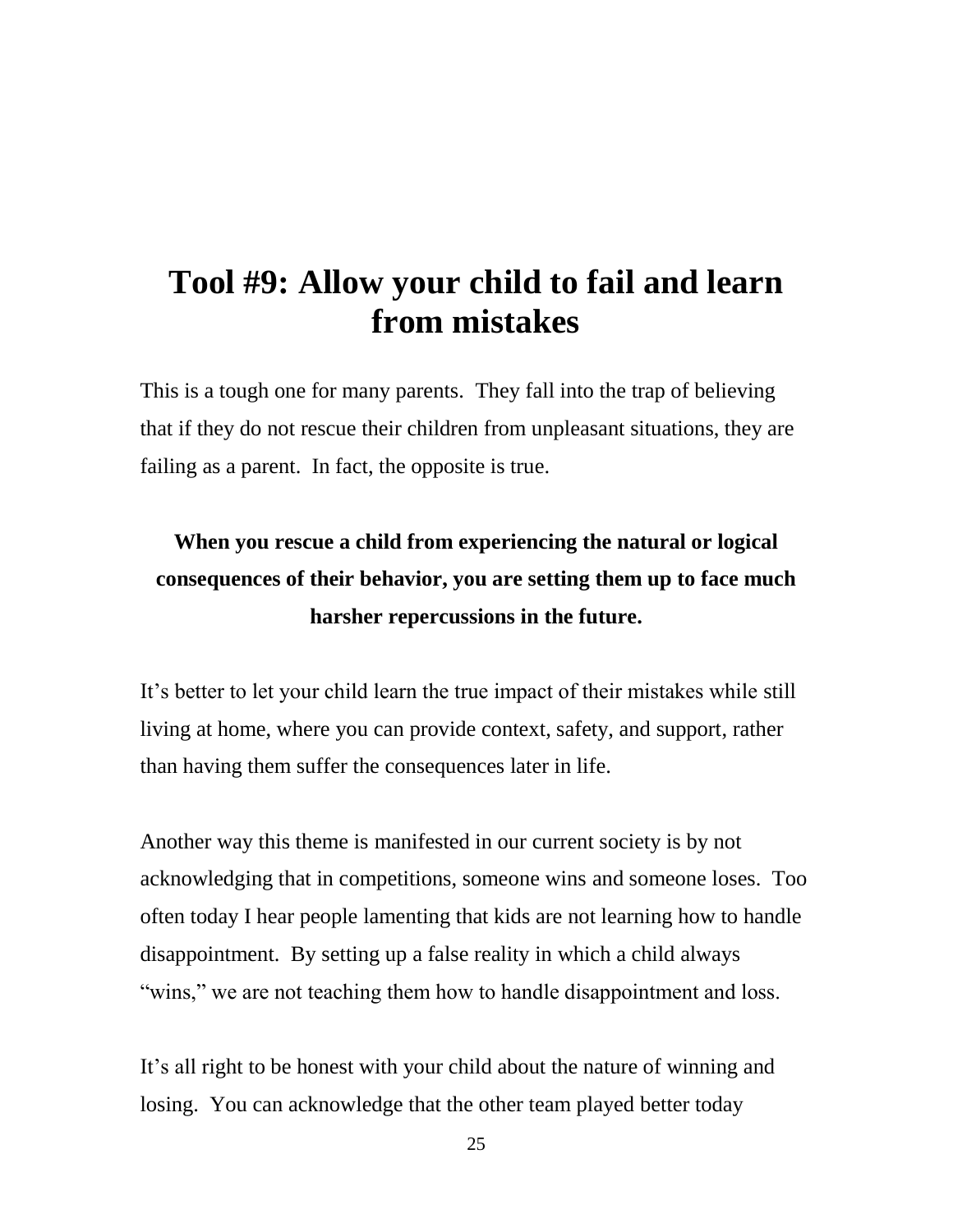# Tool #9: Allow your child to fail and learn from mistakes

This is a tough one for many parents. They fall into the trap of believing that if they do not rescue their children from unpleasant situations, they are failing as a parent. In fact, the opposite is true.

**When you rescue a child from experiencing the natural or logical consequences of their behavior, you are setting them up to face much harsher repercussions in the future.**

It's better to let your child learn the true impact of their mistakes while still living at home, where you can provide context, safety, and support, rather than having them suffer the consequences later in life.

Another way this theme is manifested in our current society is by not acknowledging that in competitions, someone wins and someone loses. Too often today I hear people lamenting that kids are not learning how to handle disappointment. By setting up a false reality in which a child always "wins," we are not teaching them how to handle disappointment and loss.

It's all right to be honest with your child about the nature of winning and losing. You can acknowledge that the other team played better today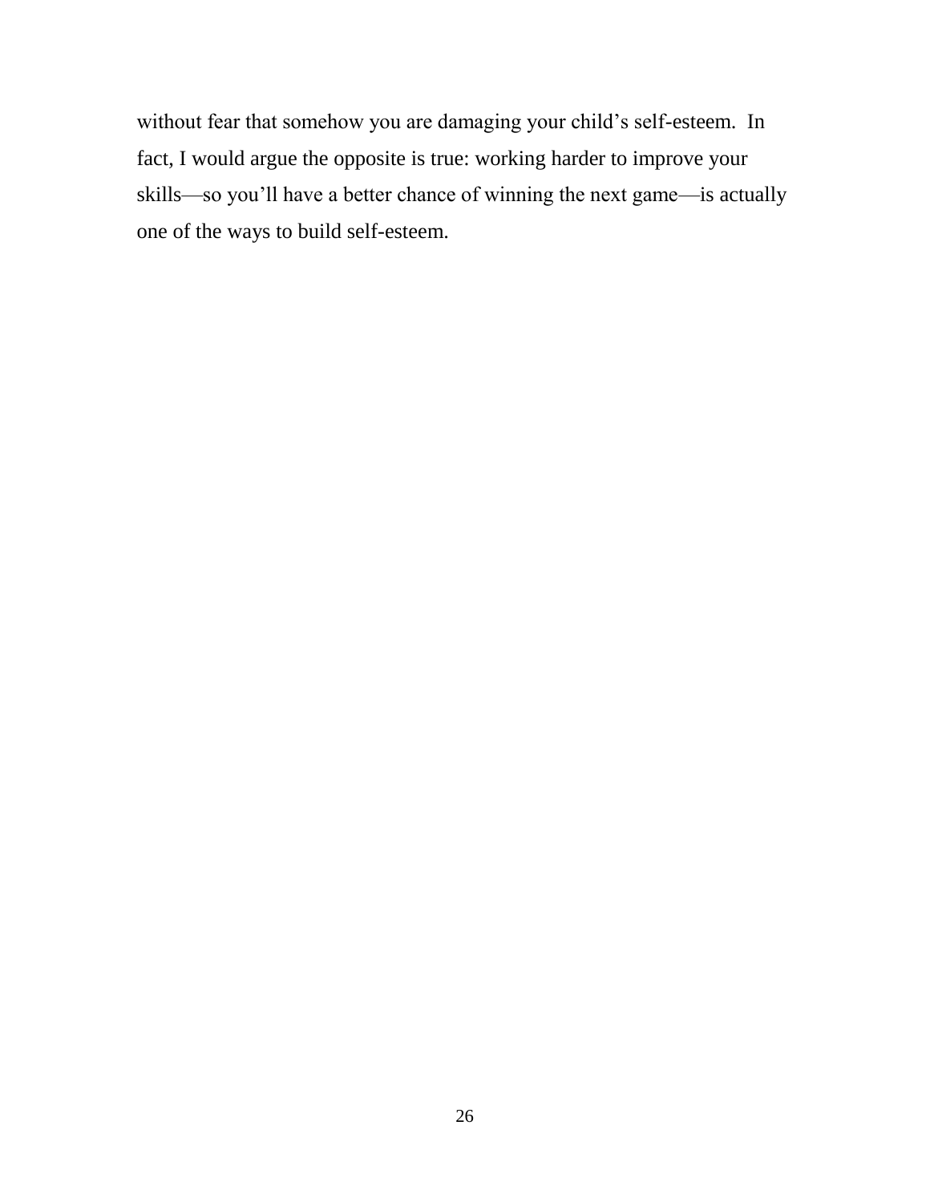without fear that somehow you are damaging your child's self-esteem. In fact, I would argue the opposite is true: working harder to improve your skills—so you'll have a better chance of winning the next game—is actually one of the ways to build self-esteem.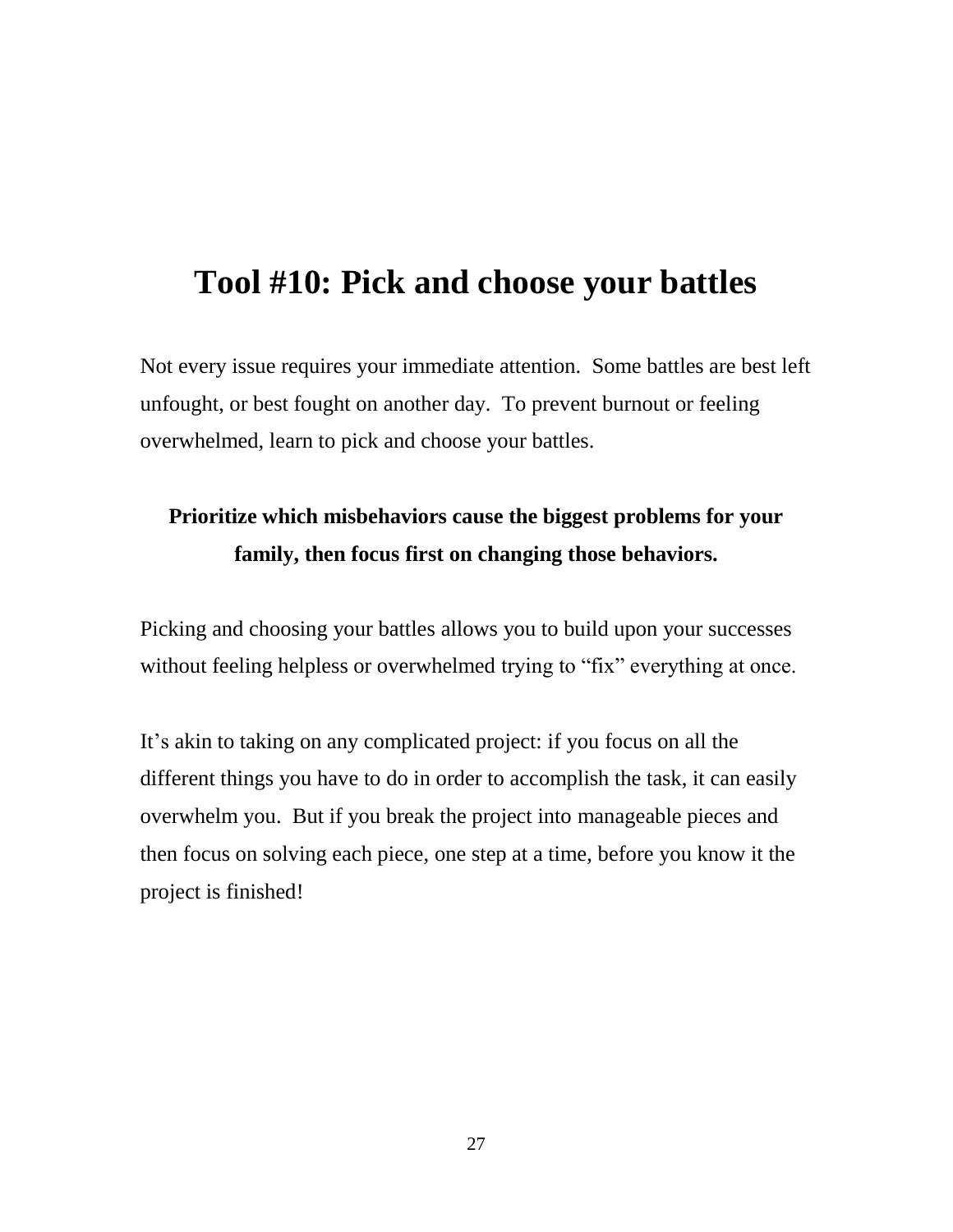# Tool #10: Pick and choose your battles

Not every issue requires your immediate attention. Some battles are best left unfought, or best fought on another day. To prevent burnout or feeling overwhelmed, learn to pick and choose your battles.

**Prioritize which misbehaviors cause the biggest problems for your family, then focus first on changing those behaviors.**

Picking and choosing your battles allows you to build upon your successes without feeling helpless or overwhelmed trying to "fix" everything at once.

It's akin to taking on any complicated project: if you focus on all the different things you have to do in order to accomplish the task, it can easily overwhelm you. But if you break the project into manageable pieces and then focus on solving each piece, one step at a time, before you know it the project is finished!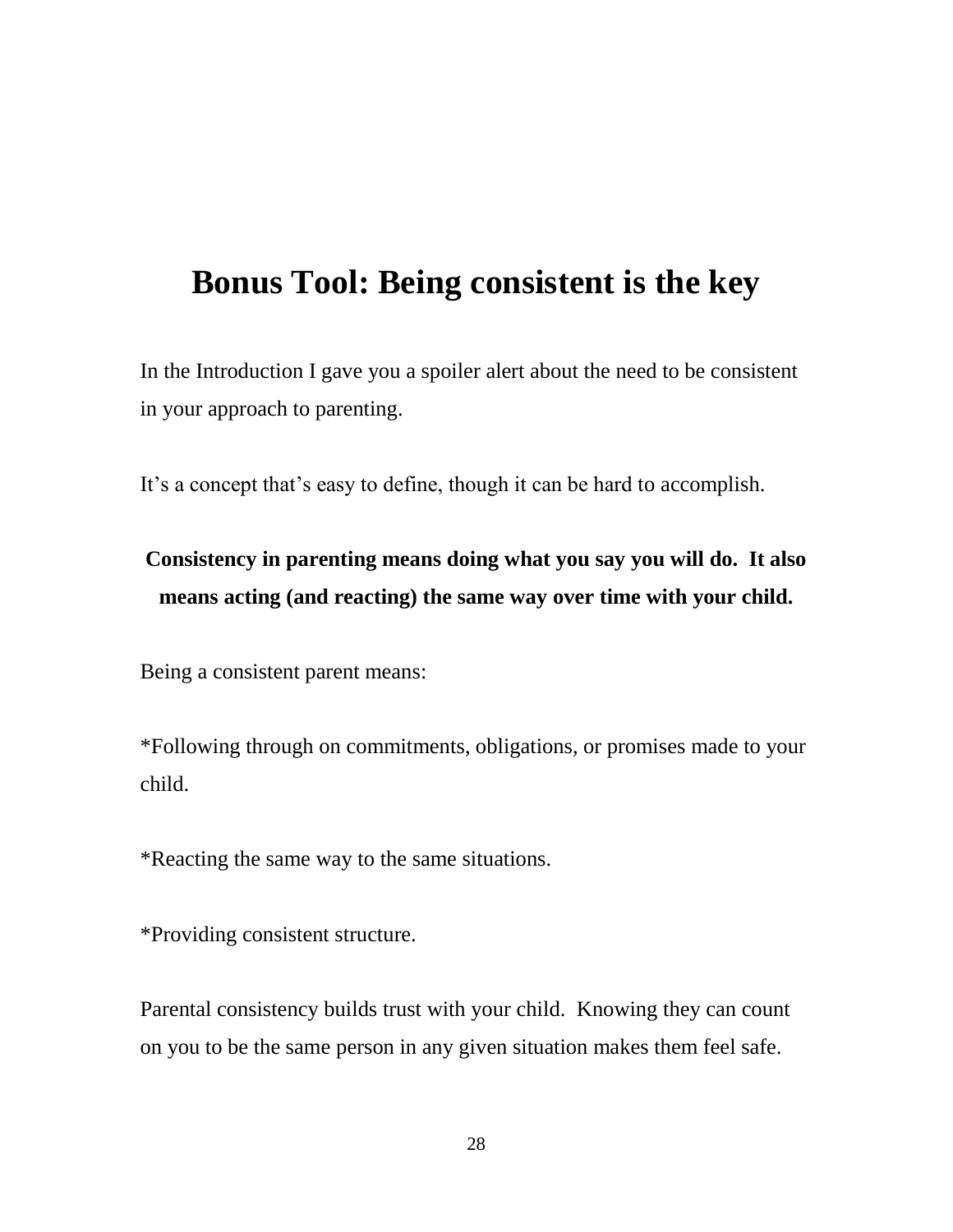# Bonus Tool: Being consistent is the key

In the Introduction I gave you a spoiler alert about the need to be consistent in your approach to parenting.

It's a concept that's easy to define, though it can be hard to accomplish.

**Consistency in parenting means doing what you say you will do. It also means acting (and reacting) the same way over time with your child.**

Being a consistent parent means:

*Following through on commitments, obligations, or promises made to your child.

*Reacting the same way to the same situations.

*Providing consistent structure.

Parental consistency builds trust with your child. Knowing they can count on you to be the same person in any given situation makes them feel safe.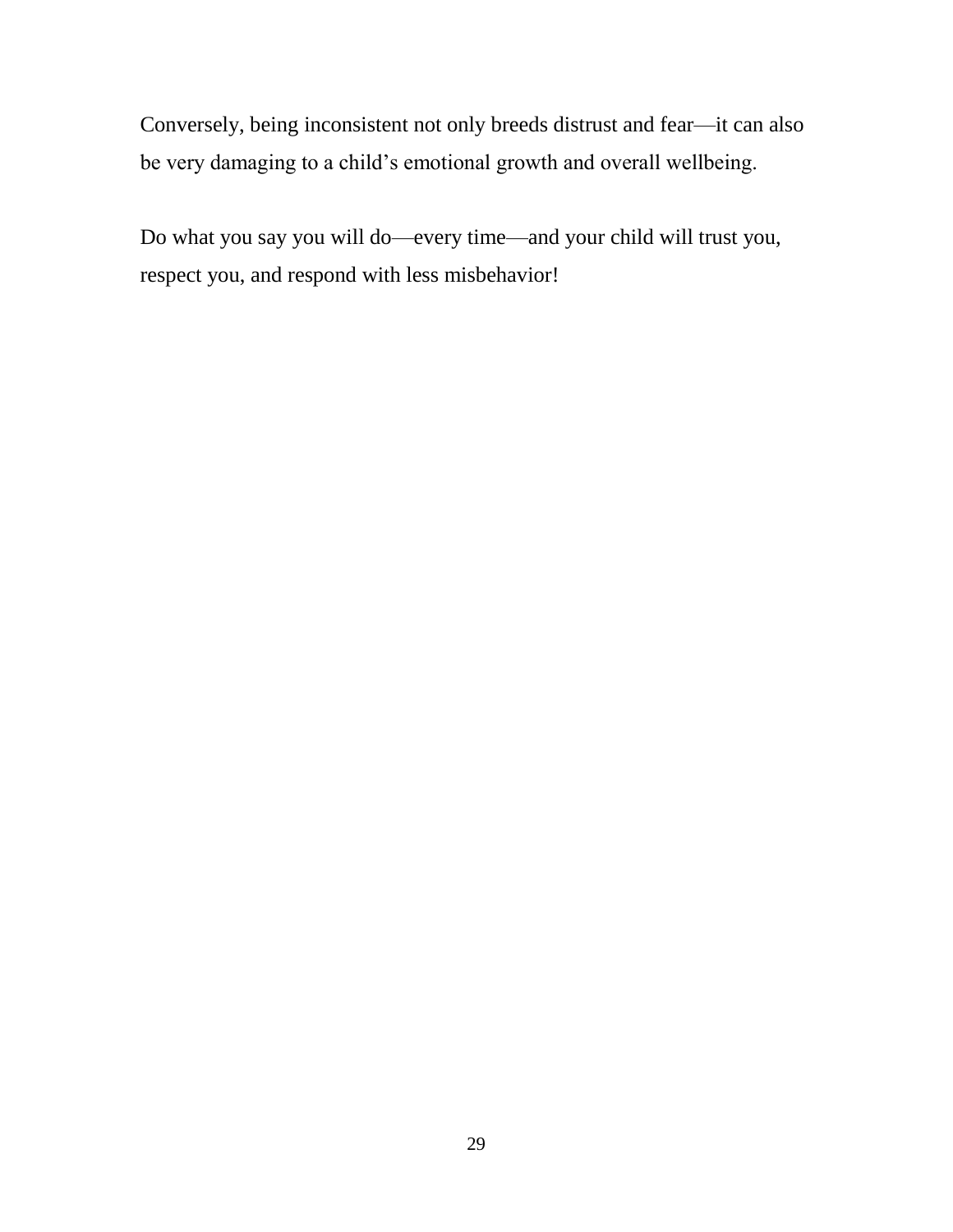Conversely, being inconsistent not only breeds distrust and fear—it can also be very damaging to a child's emotional growth and overall wellbeing.

Do what you say you will do—every time—and your child will trust you, respect you, and respond with less misbehavior!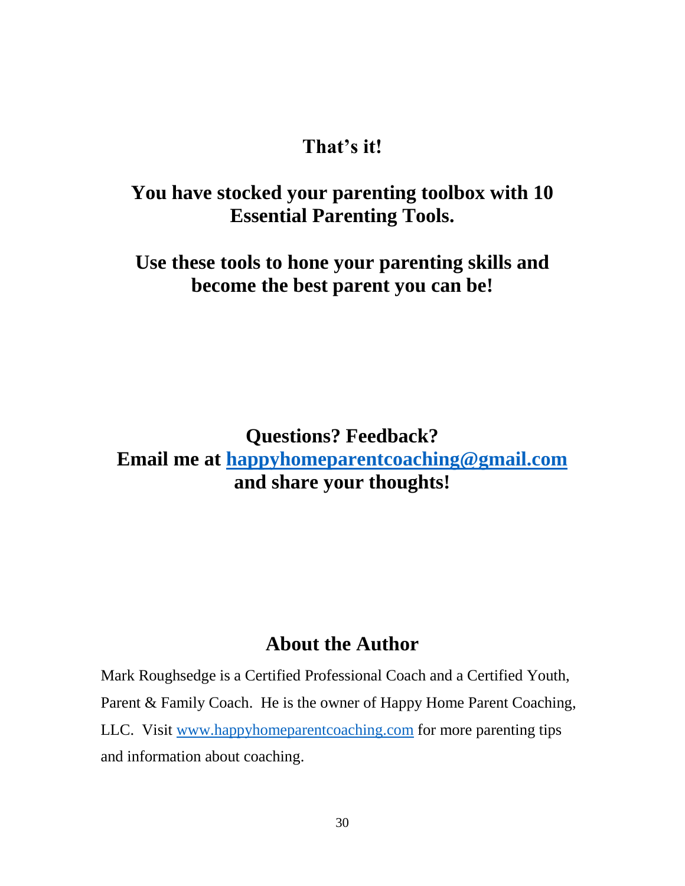**That's it!**

**You have stocked your parenting toolbox with 10 Essential Parenting Tools.**

**Use these tools to hone your parenting skills and become the best parent you can be!**

**Questions? Feedback?**
**Email me at [happyhomeparentcoaching@gmail.com](mailto:happyhomeparentcoaching@gmail.com)**
**and share your thoughts!**

## About the Author

Mark Roughsedge is a Certified Professional Coach and a Certified Youth, Parent & Family Coach. He is the owner of Happy Home Parent Coaching, LLC. Visit [www.happyhomeparentcoaching.com](http://www.happyhomeparentcoaching.com) for more parenting tips and information about coaching.